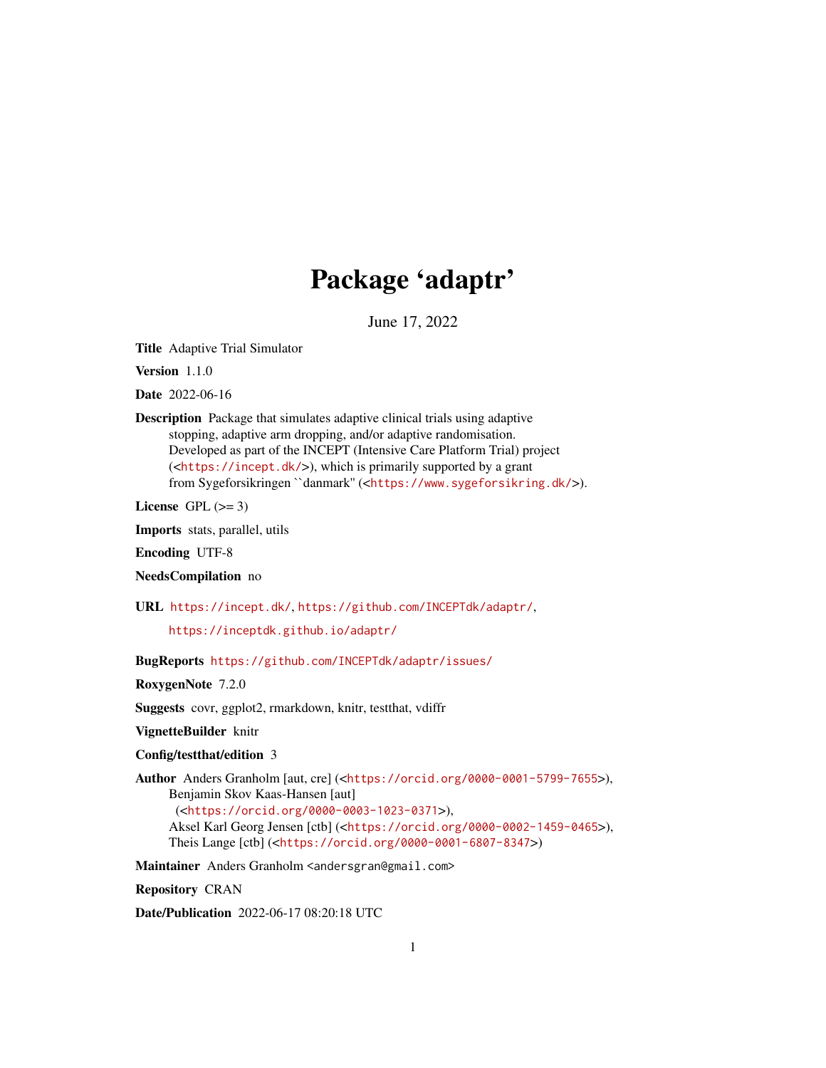# Package 'adaptr'

June 17, 2022

**Title** Adaptive Trial Simulator

**Version** 1.1.0

**Date** 2022-06-16

**Description** Package that simulates adaptive clinical trials using adaptive stopping, adaptive arm dropping, and/or adaptive randomisation. Developed as part of the INCEPT (Intensive Care Platform Trial) project (<https://incept.dk/>), which is primarily supported by a grant from Sygeforsikringen ``danmark'' (<https://www.sygeforsikring.dk/>).

**License** GPL (>= 3)

**Imports** stats, parallel, utils

**Encoding** UTF-8

**NeedsCompilation** no

**URL** https://incept.dk/, https://github.com/INCEPTdk/adaptr/, https://inceptdk.github.io/adaptr/

**BugReports** https://github.com/INCEPTdk/adaptr/issues/

**RoxygenNote** 7.2.0

**Suggests** covr, ggplot2, rmarkdown, knitr, testthat, vdiffr

**VignetteBuilder** knitr

**Config/testthat/edition** 3

**Author** Anders Granholm [aut, cre] (<https://orcid.org/0000-0001-5799-7655>), Benjamin Skov Kaas-Hansen [aut] (<https://orcid.org/0000-0003-1023-0371>), Aksel Karl Georg Jensen [ctb] (<https://orcid.org/0000-0002-1459-0465>), Theis Lange [ctb] (<https://orcid.org/0000-0001-6807-8347>)

**Maintainer** Anders Granholm <andersgran@gmail.com>

**Repository** CRAN

**Date/Publication** 2022-06-17 08:20:18 UTC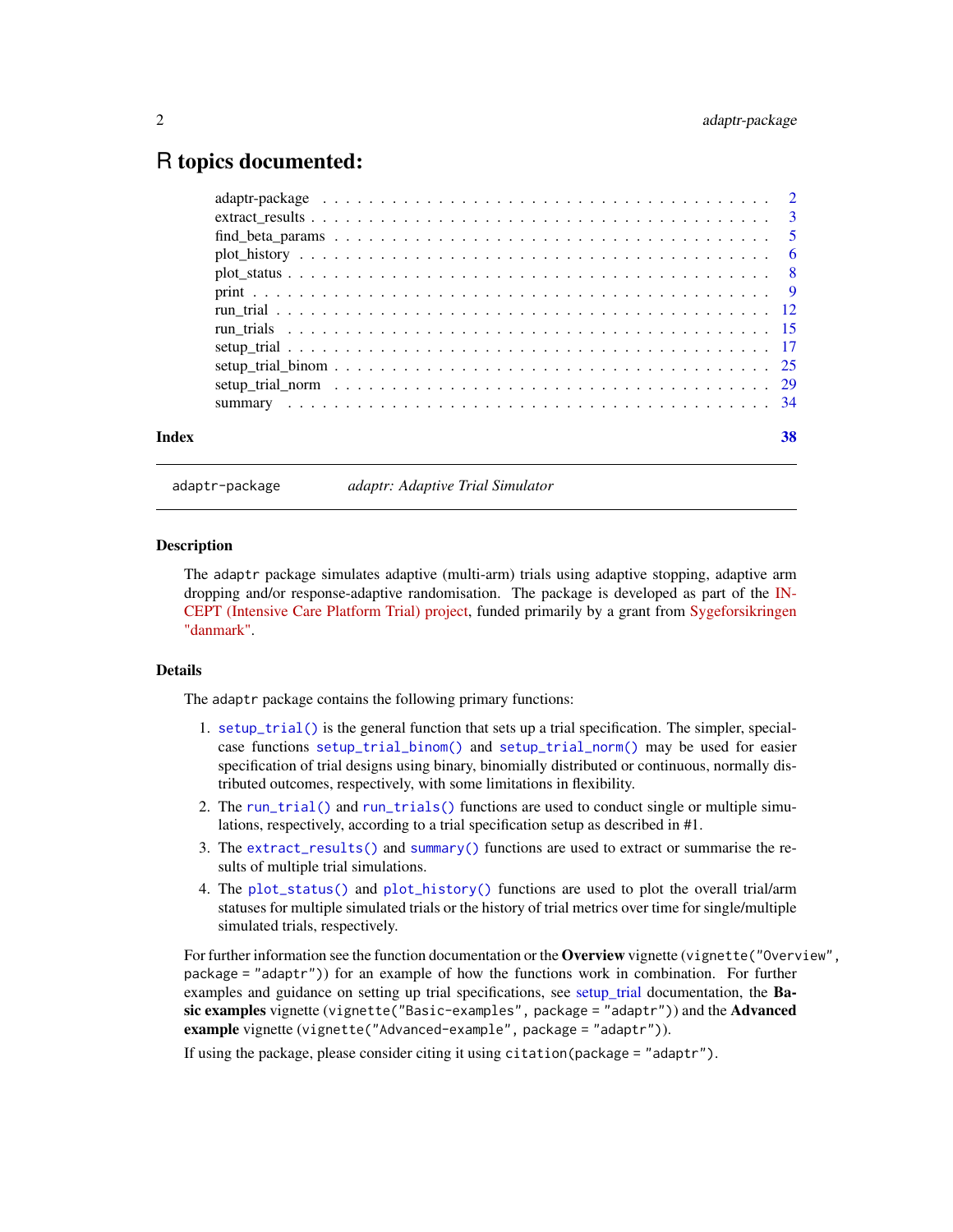# R topics documented:

| | |
|---|---|
| adaptr-package | 2 |
| extract_results | 3 |
| find_beta_params | 5 |
| plot_history | 6 |
| plot_status | 8 |
| print | 9 |
| run_trial | 12 |
| run_trials | 15 |
| setup_trial | 17 |
| setup_trial_binom | 25 |
| setup_trial_norm | 29 |
| summary | 34 |
| **Index** | **38** |

---

`adaptr-package` *adaptr: Adaptive Trial Simulator*

---

### Description

The `adaptr` package simulates adaptive (multi-arm) trials using adaptive stopping, adaptive arm dropping and/or response-adaptive randomisation. The package is developed as part of the INCEPT (Intensive Care Platform Trial) project, funded primarily by a grant from Sygeforsikringen "danmark".

### Details

The `adaptr` package contains the following primary functions:

1. `setup_trial()` is the general function that sets up a trial specification. The simpler, special-case functions `setup_trial_binom()` and `setup_trial_norm()` may be used for easier specification of trial designs using binary, binomially distributed or continuous, normally distributed outcomes, respectively, with some limitations in flexibility.
2. The `run_trial()` and `run_trials()` functions are used to conduct single or multiple simulations, respectively, according to a trial specification setup as described in #1.
3. The `extract_results()` and `summary()` functions are used to extract or summarise the results of multiple trial simulations.
4. The `plot_status()` and `plot_history()` functions are used to plot the overall trial/arm statuses for multiple simulated trials or the history of trial metrics over time for single/multiple simulated trials, respectively.

For further information see the function documentation or the **Overview** vignette (`vignette("Overview", package = "adaptr")`) for an example of how the functions work in combination. For further examples and guidance on setting up trial specifications, see setup_trial documentation, the **Basic examples** vignette (`vignette("Basic-examples", package = "adaptr")`) and the **Advanced example** vignette (`vignette("Advanced-example", package = "adaptr")`).

If using the package, please consider citing it using `citation(package = "adaptr")`.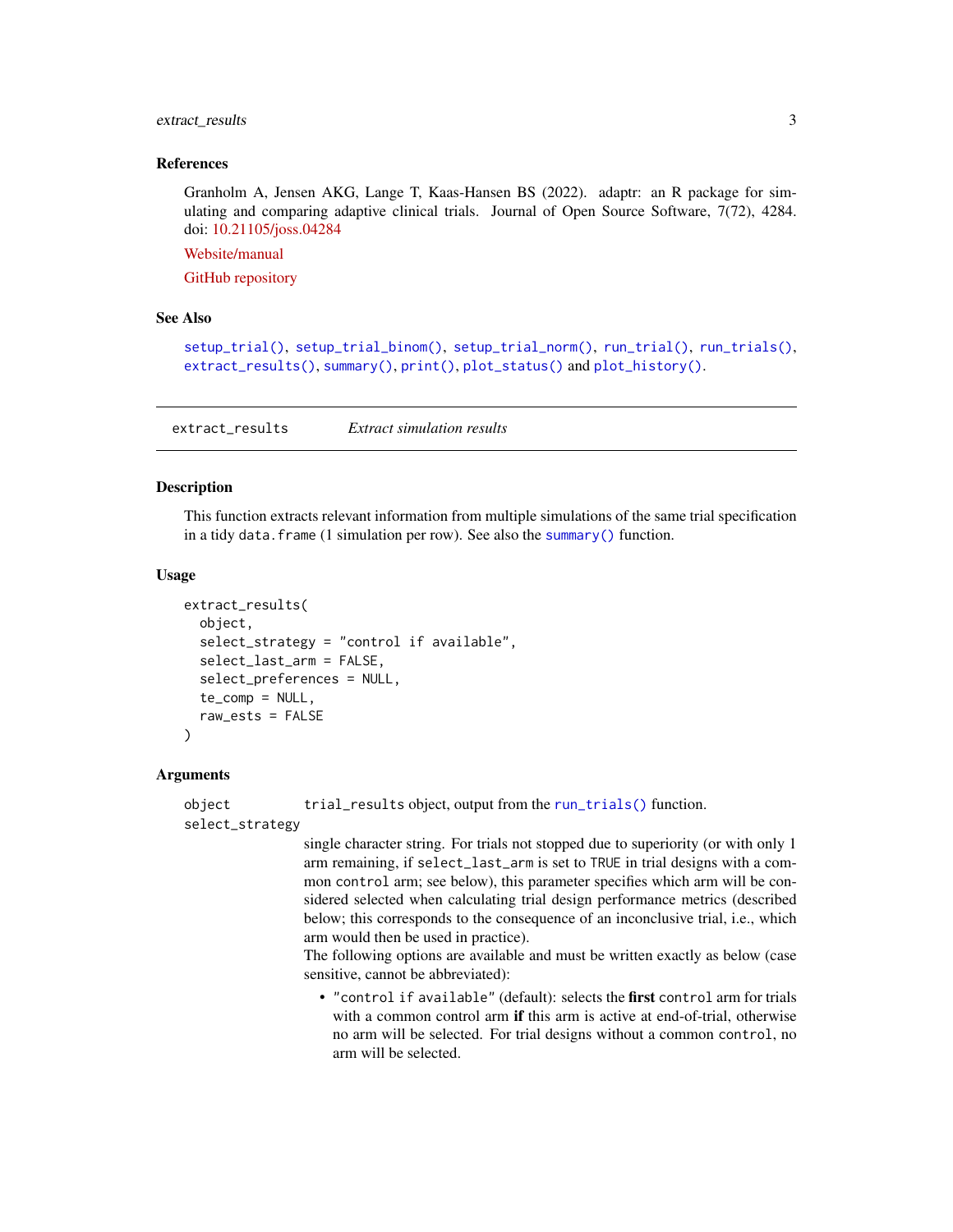### References

Granholm A, Jensen AKG, Lange T, Kaas-Hansen BS (2022). adaptr: an R package for simulating and comparing adaptive clinical trials. Journal of Open Source Software, 7(72), 4284. doi: 10.21105/joss.04284

Website/manual

GitHub repository

### See Also

`setup_trial()`, `setup_trial_binom()`, `setup_trial_norm()`, `run_trial()`, `run_trials()`, `extract_results()`, `summary()`, `print()`, `plot_status()` and `plot_history()`.

---

## extract_results — *Extract simulation results*

### Description

This function extracts relevant information from multiple simulations of the same trial specification in a tidy `data.frame` (1 simulation per row). See also the `summary()` function.

### Usage

```
extract_results(
  object,
  select_strategy = "control if available",
  select_last_arm = FALSE,
  select_preferences = NULL,
  te_comp = NULL,
  raw_ests = FALSE
)
```

### Arguments

`object` — `trial_results` object, output from the `run_trials()` function.

`select_strategy` — single character string. For trials not stopped due to superiority (or with only 1 arm remaining, if `select_last_arm` is set to `TRUE` in trial designs with a common `control` arm; see below), this parameter specifies which arm will be considered selected when calculating trial design performance metrics (described below; this corresponds to the consequence of an inconclusive trial, i.e., which arm would then be used in practice).

The following options are available and must be written exactly as below (case sensitive, cannot be abbreviated):

- `"control if available"` (default): selects the **first** `control` arm for trials with a common control arm **if** this arm is active at end-of-trial, otherwise no arm will be selected. For trial designs without a common `control`, no arm will be selected.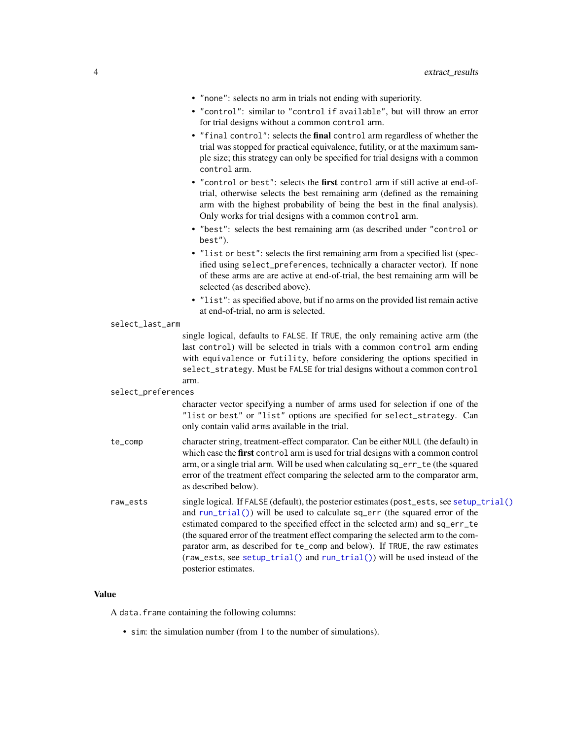- `"none"`: selects no arm in trials not ending with superiority.
- `"control"`: similar to `"control if available"`, but will throw an error for trial designs without a common `control` arm.
- `"final control"`: selects the **final** `control` arm regardless of whether the trial was stopped for practical equivalence, futility, or at the maximum sample size; this strategy can only be specified for trial designs with a common `control` arm.
- `"control or best"`: selects the **first** `control` arm if still active at end-of-trial, otherwise selects the best remaining arm (defined as the remaining arm with the highest probability of being the best in the final analysis). Only works for trial designs with a common `control` arm.
- `"best"`: selects the best remaining arm (as described under `"control or best"`).
- `"list or best"`: selects the first remaining arm from a specified list (specified using `select_preferences`, technically a character vector). If none of these arms are are active at end-of-trial, the best remaining arm will be selected (as described above).
- `"list"`: as specified above, but if no arms on the provided list remain active at end-of-trial, no arm is selected.

`select_last_arm`
: single logical, defaults to `FALSE`. If `TRUE`, the only remaining active arm (the last `control`) will be selected in trials with a common `control` arm ending with `equivalence` or `futility`, before considering the options specified in `select_strategy`. Must be `FALSE` for trial designs without a common `control` arm.

`select_preferences`
: character vector specifying a number of arms used for selection if one of the `"list or best"` or `"list"` options are specified for `select_strategy`. Can only contain valid `arms` available in the trial.

`te_comp`
: character string, treatment-effect comparator. Can be either `NULL` (the default) in which case the **first** `control` arm is used for trial designs with a common control arm, or a single trial `arm`. Will be used when calculating `sq_err_te` (the squared error of the treatment effect comparing the selected arm to the comparator arm, as described below).

`raw_ests`
: single logical. If `FALSE` (default), the posterior estimates (`post_ests`, see `setup_trial()` and `run_trial()`) will be used to calculate `sq_err` (the squared error of the estimated compared to the specified effect in the selected arm) and `sq_err_te` (the squared error of the treatment effect comparing the selected arm to the comparator arm, as described for `te_comp` and below). If `TRUE`, the raw estimates (`raw_ests`, see `setup_trial()` and `run_trial()`) will be used instead of the posterior estimates.

## Value

A `data.frame` containing the following columns:

- `sim`: the simulation number (from 1 to the number of simulations).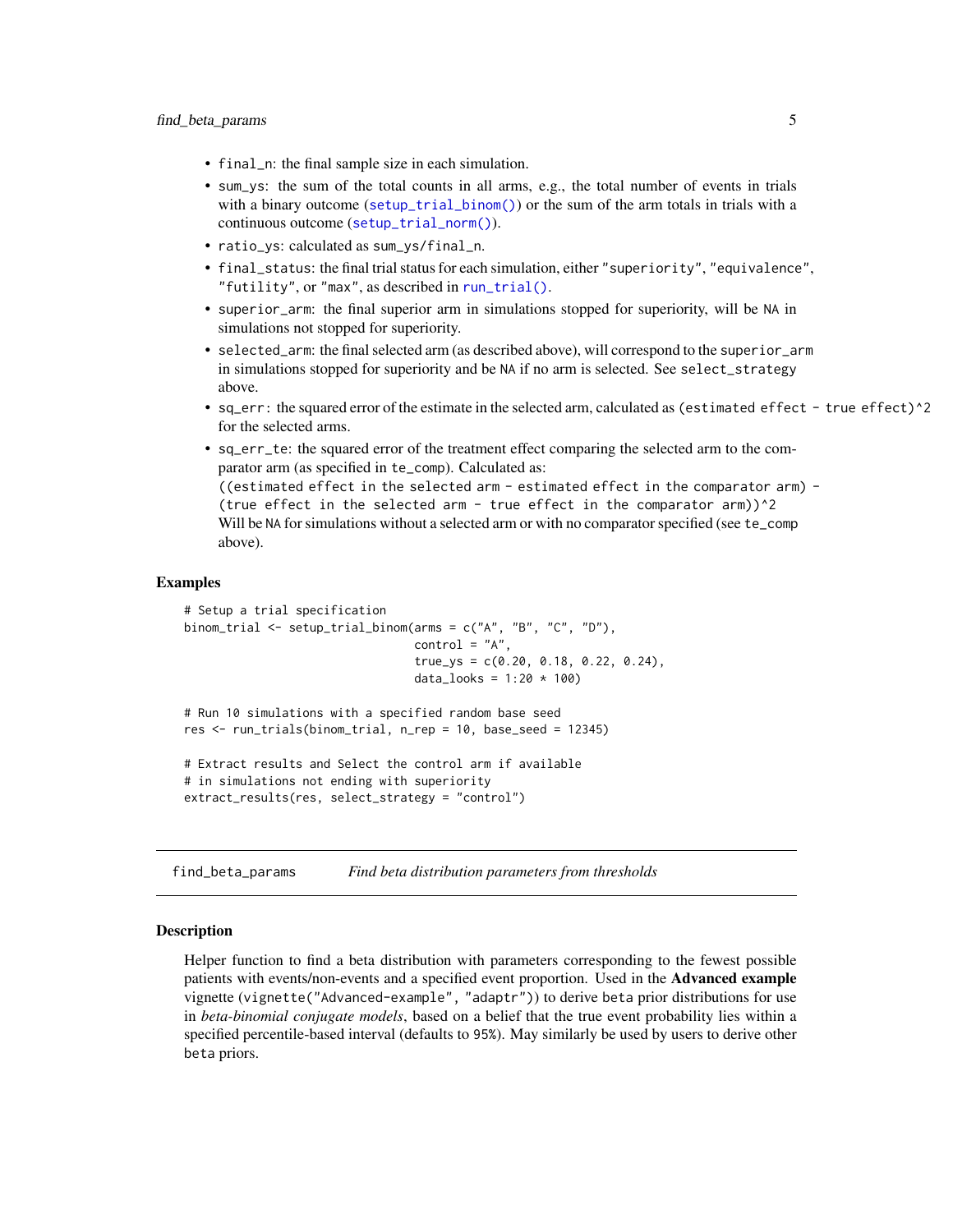- `final_n`: the final sample size in each simulation.
- `sum_ys`: the sum of the total counts in all arms, e.g., the total number of events in trials with a binary outcome (`setup_trial_binom()`) or the sum of the arm totals in trials with a continuous outcome (`setup_trial_norm()`).
- `ratio_ys`: calculated as `sum_ys/final_n`.
- `final_status`: the final trial status for each simulation, either `"superiority"`, `"equivalence"`, `"futility"`, or `"max"`, as described in `run_trial()`.
- `superior_arm`: the final superior arm in simulations stopped for superiority, will be `NA` in simulations not stopped for superiority.
- `selected_arm`: the final selected arm (as described above), will correspond to the `superior_arm` in simulations stopped for superiority and be `NA` if no arm is selected. See `select_strategy` above.
- `sq_err:` the squared error of the estimate in the selected arm, calculated as `(estimated effect - true effect)^2` for the selected arms.
- `sq_err_te`: the squared error of the treatment effect comparing the selected arm to the comparator arm (as specified in `te_comp`). Calculated as:
  `((estimated effect in the selected arm - estimated effect in the comparator arm) - (true effect in the selected arm - true effect in the comparator arm))^2`
  Will be `NA` for simulations without a selected arm or with no comparator specified (see `te_comp` above).

## Examples

```
# Setup a trial specification
binom_trial <- setup_trial_binom(arms = c("A", "B", "C", "D"),
                                 control = "A",
                                 true_ys = c(0.20, 0.18, 0.22, 0.24),
                                 data_looks = 1:20 * 100)

# Run 10 simulations with a specified random base seed
res <- run_trials(binom_trial, n_rep = 10, base_seed = 12345)

# Extract results and Select the control arm if available
# in simulations not ending with superiority
extract_results(res, select_strategy = "control")
```

---

# find_beta_params — *Find beta distribution parameters from thresholds*

## Description

Helper function to find a beta distribution with parameters corresponding to the fewest possible patients with events/non-events and a specified event proportion. Used in the **Advanced example** vignette (`vignette("Advanced-example", "adaptr")`) to derive `beta` prior distributions for use in *beta-binomial conjugate models*, based on a belief that the true event probability lies within a specified percentile-based interval (defaults to 95%). May similarly be used by users to derive other `beta` priors.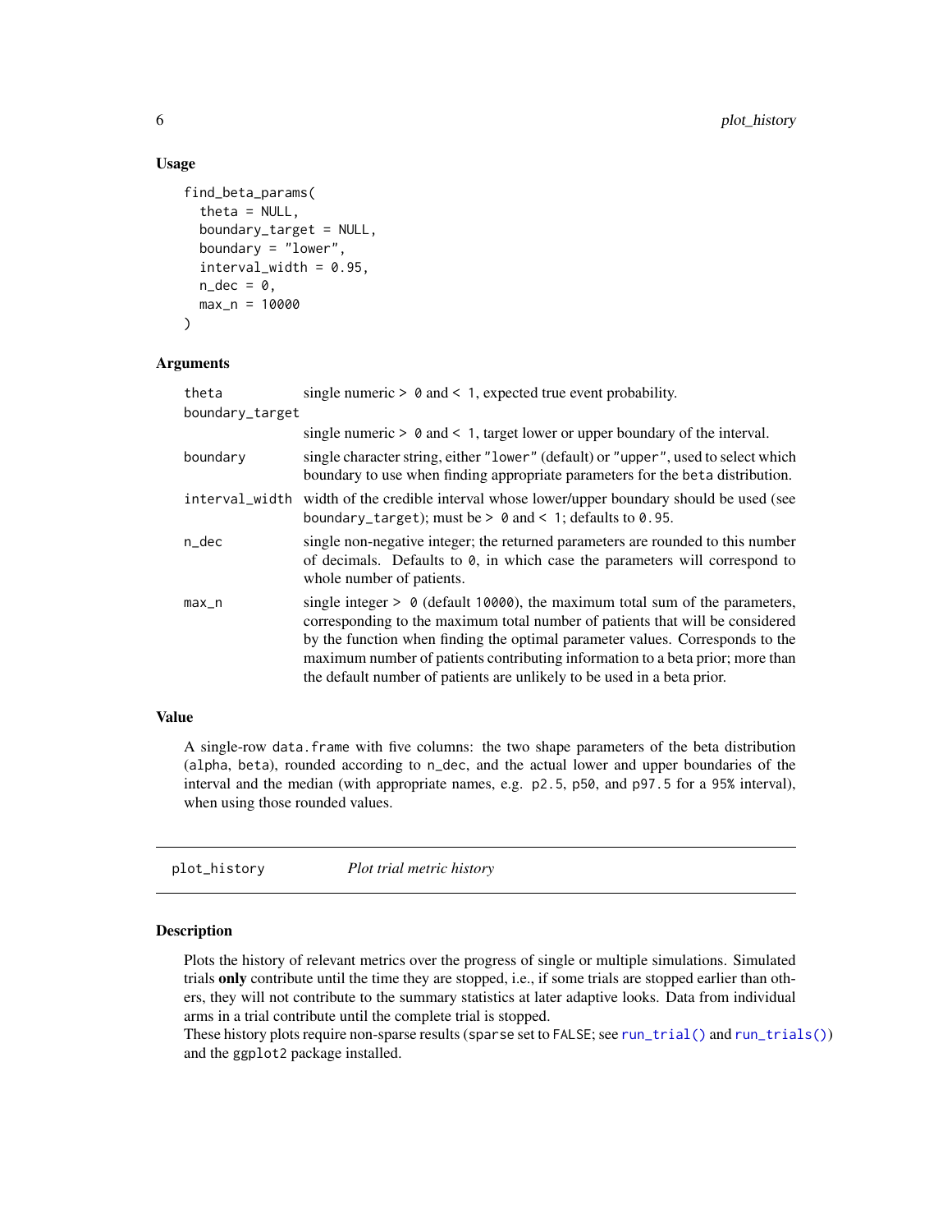### Usage

```
find_beta_params(
  theta = NULL,
  boundary_target = NULL,
  boundary = "lower",
  interval_width = 0.95,
  n_dec = 0,
  max_n = 10000
)
```

### Arguments

| Argument | Description |
| --- | --- |
| `theta` | single numeric > `0` and < `1`, expected true event probability. |
| `boundary_target` | single numeric > `0` and < `1`, target lower or upper boundary of the interval. |
| `boundary` | single character string, either `"lower"` (default) or `"upper"`, used to select which boundary to use when finding appropriate parameters for the `beta` distribution. |
| `interval_width` | width of the credible interval whose lower/upper boundary should be used (see `boundary_target`); must be > `0` and < `1`; defaults to `0.95`. |
| `n_dec` | single non-negative integer; the returned parameters are rounded to this number of decimals. Defaults to `0`, in which case the parameters will correspond to whole number of patients. |
| `max_n` | single integer > `0` (default `10000`), the maximum total sum of the parameters, corresponding to the maximum total number of patients that will be considered by the function when finding the optimal parameter values. Corresponds to the maximum number of patients contributing information to a beta prior; more than the default number of patients are unlikely to be used in a beta prior. |

### Value

A single-row `data.frame` with five columns: the two shape parameters of the beta distribution (`alpha`, `beta`), rounded according to `n_dec`, and the actual lower and upper boundaries of the interval and the median (with appropriate names, e.g. `p2.5`, `p50`, and `p97.5` for a `95%` interval), when using those rounded values.

---

## plot_history — *Plot trial metric history*

### Description

Plots the history of relevant metrics over the progress of single or multiple simulations. Simulated trials **only** contribute until the time they are stopped, i.e., if some trials are stopped earlier than others, they will not contribute to the summary statistics at later adaptive looks. Data from individual arms in a trial contribute until the complete trial is stopped.

These history plots require non-sparse results (`sparse` set to `FALSE`; see `run_trial()` and `run_trials()`) and the `ggplot2` package installed.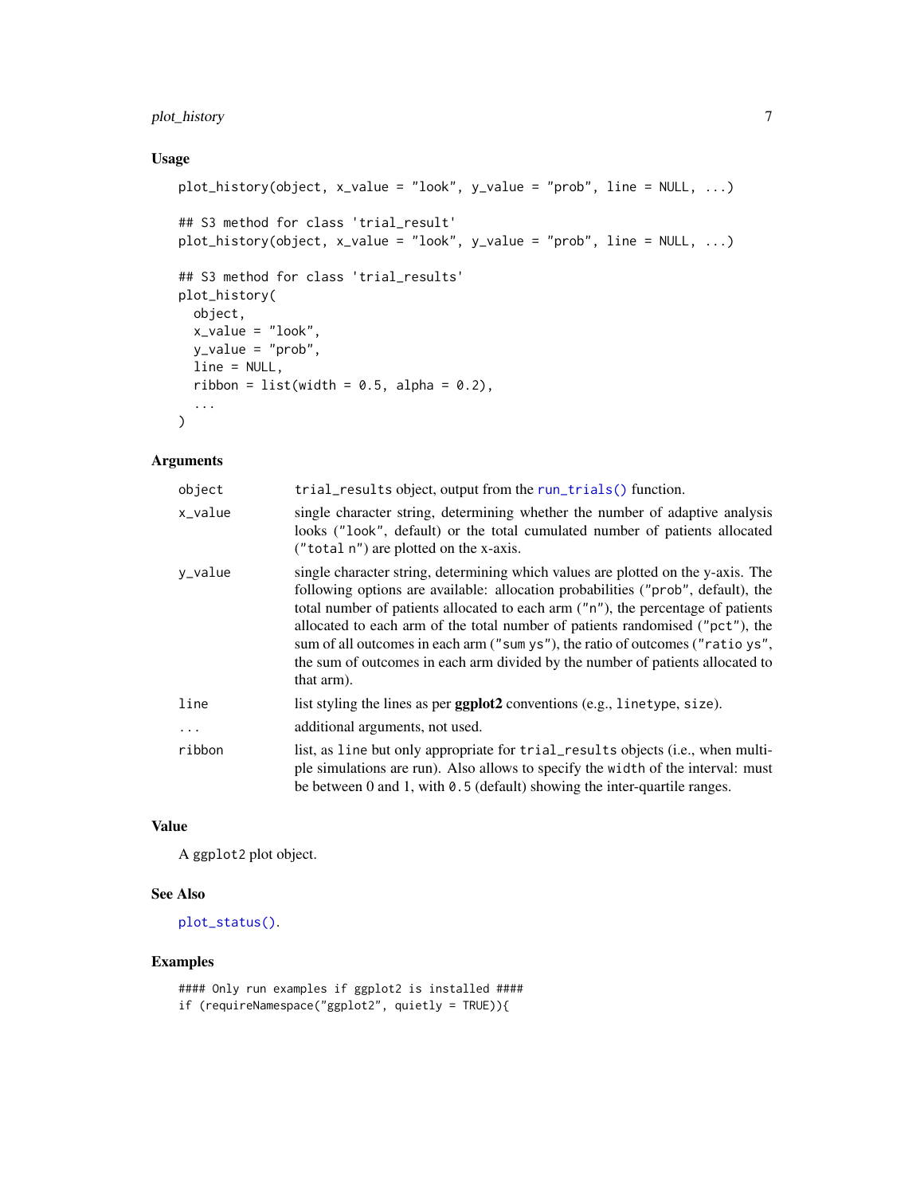## Usage

```
plot_history(object, x_value = "look", y_value = "prob", line = NULL, ...)

## S3 method for class 'trial_result'
plot_history(object, x_value = "look", y_value = "prob", line = NULL, ...)

## S3 method for class 'trial_results'
plot_history(
  object,
  x_value = "look",
  y_value = "prob",
  line = NULL,
  ribbon = list(width = 0.5, alpha = 0.2),
  ...
)
```

## Arguments

| | |
|---|---|
| `object` | `trial_results` object, output from the `run_trials()` function. |
| `x_value` | single character string, determining whether the number of adaptive analysis looks (`"look"`, default) or the total cumulated number of patients allocated (`"total n"`) are plotted on the x-axis. |
| `y_value` | single character string, determining which values are plotted on the y-axis. The following options are available: allocation probabilities (`"prob"`, default), the total number of patients allocated to each arm (`"n"`), the percentage of patients allocated to each arm of the total number of patients randomised (`"pct"`), the sum of all outcomes in each arm (`"sum ys"`), the ratio of outcomes (`"ratio ys"`, the sum of outcomes in each arm divided by the number of patients allocated to that arm). |
| `line` | list styling the lines as per **ggplot2** conventions (e.g., `linetype`, `size`). |
| `...` | additional arguments, not used. |
| `ribbon` | list, as `line` but only appropriate for `trial_results` objects (i.e., when multiple simulations are run). Also allows to specify the `width` of the interval: must be between 0 and 1, with `0.5` (default) showing the inter-quartile ranges. |

## Value

A `ggplot2` plot object.

## See Also

`plot_status()`.

## Examples

```
#### Only run examples if ggplot2 is installed ####
if (requireNamespace("ggplot2", quietly = TRUE)){
```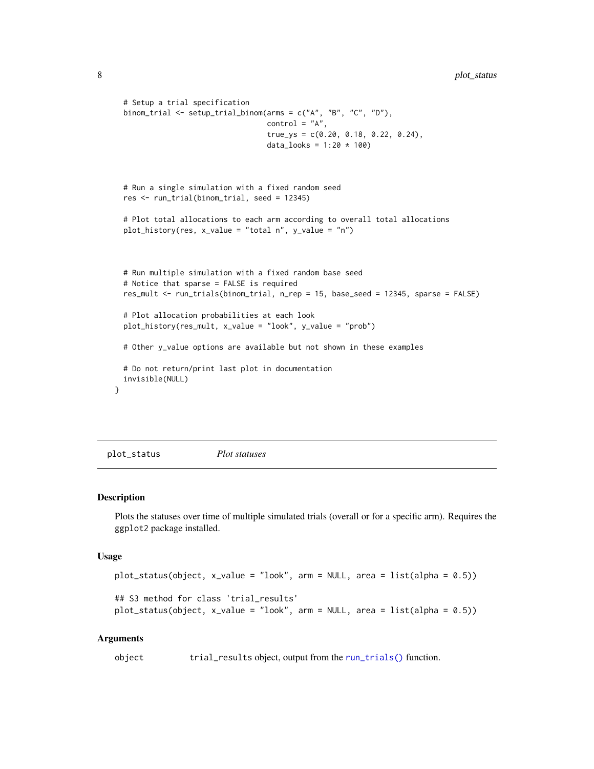```
  # Setup a trial specification
  binom_trial <- setup_trial_binom(arms = c("A", "B", "C", "D"),
                                   control = "A",
                                   true_ys = c(0.20, 0.18, 0.22, 0.24),
                                   data_looks = 1:20 * 100)



  # Run a single simulation with a fixed random seed
  res <- run_trial(binom_trial, seed = 12345)

  # Plot total allocations to each arm according to overall total allocations
  plot_history(res, x_value = "total n", y_value = "n")



  # Run multiple simulation with a fixed random base seed
  # Notice that sparse = FALSE is required
  res_mult <- run_trials(binom_trial, n_rep = 15, base_seed = 12345, sparse = FALSE)

  # Plot allocation probabilities at each look
  plot_history(res_mult, x_value = "look", y_value = "prob")

  # Other y_value options are available but not shown in these examples

  # Do not return/print last plot in documentation
  invisible(NULL)
}
```

## plot_status *Plot statuses*

### Description

Plots the statuses over time of multiple simulated trials (overall or for a specific arm). Requires the ggplot2 package installed.

### Usage

```
plot_status(object, x_value = "look", arm = NULL, area = list(alpha = 0.5))

## S3 method for class 'trial_results'
plot_status(object, x_value = "look", arm = NULL, area = list(alpha = 0.5))
```

### Arguments

object trial_results object, output from the run_trials() function.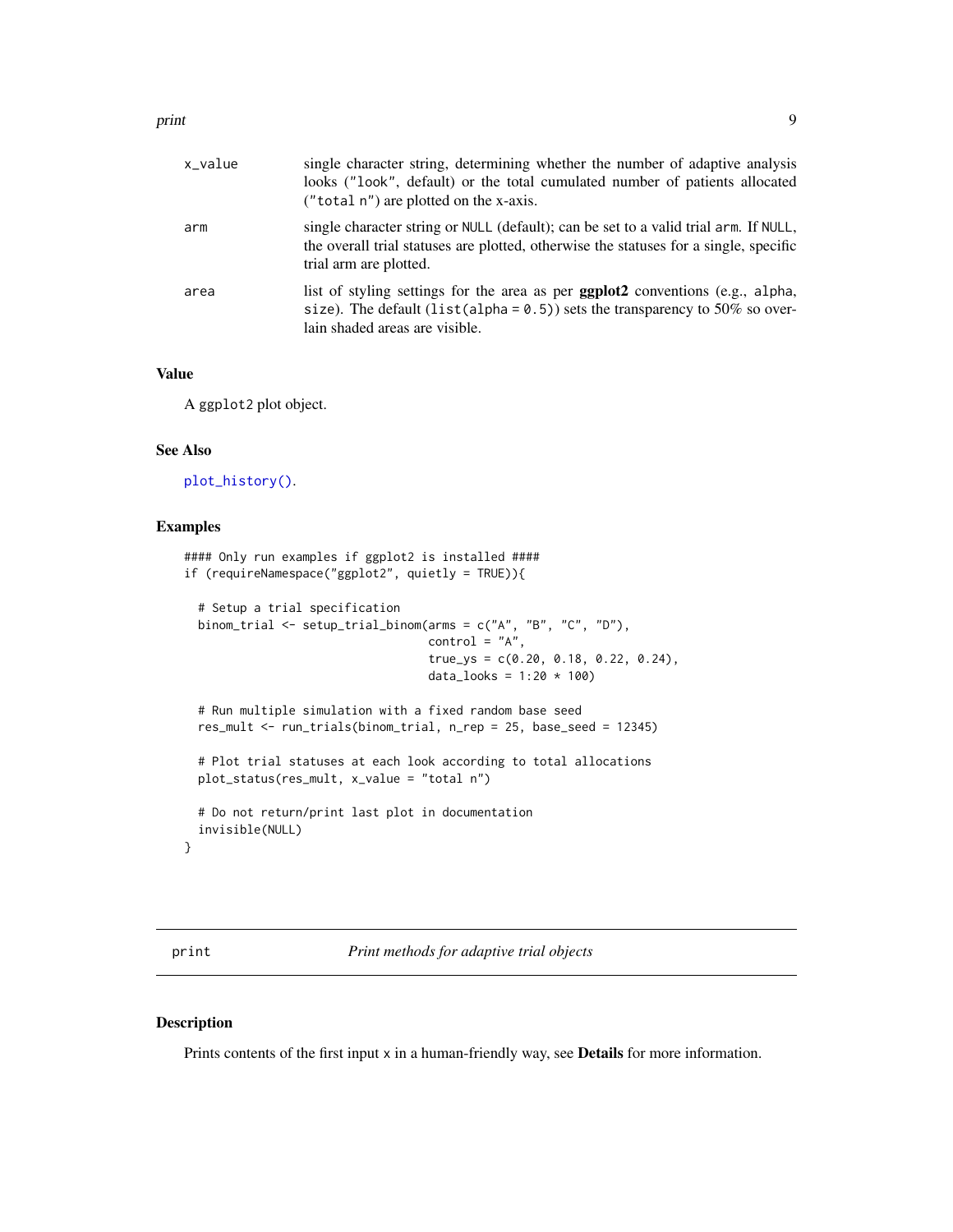| | |
|---|---|
| x_value | single character string, determining whether the number of adaptive analysis looks ("look", default) or the total cumulated number of patients allocated ("total n") are plotted on the x-axis. |
| arm | single character string or NULL (default); can be set to a valid trial arm. If NULL, the overall trial statuses are plotted, otherwise the statuses for a single, specific trial arm are plotted. |
| area | list of styling settings for the area as per **ggplot2** conventions (e.g., alpha, size). The default (list(alpha = 0.5)) sets the transparency to 50% so overlain shaded areas are visible. |

### Value

A ggplot2 plot object.

### See Also

plot_history().

### Examples

```
#### Only run examples if ggplot2 is installed ####
if (requireNamespace("ggplot2", quietly = TRUE)){

  # Setup a trial specification
  binom_trial <- setup_trial_binom(arms = c("A", "B", "C", "D"),
                                   control = "A",
                                   true_ys = c(0.20, 0.18, 0.22, 0.24),
                                   data_looks = 1:20 * 100)

  # Run multiple simulation with a fixed random base seed
  res_mult <- run_trials(binom_trial, n_rep = 25, base_seed = 12345)

  # Plot trial statuses at each look according to total allocations
  plot_status(res_mult, x_value = "total n")

  # Do not return/print last plot in documentation
  invisible(NULL)
}
```

## print *Print methods for adaptive trial objects*

### Description

Prints contents of the first input x in a human-friendly way, see **Details** for more information.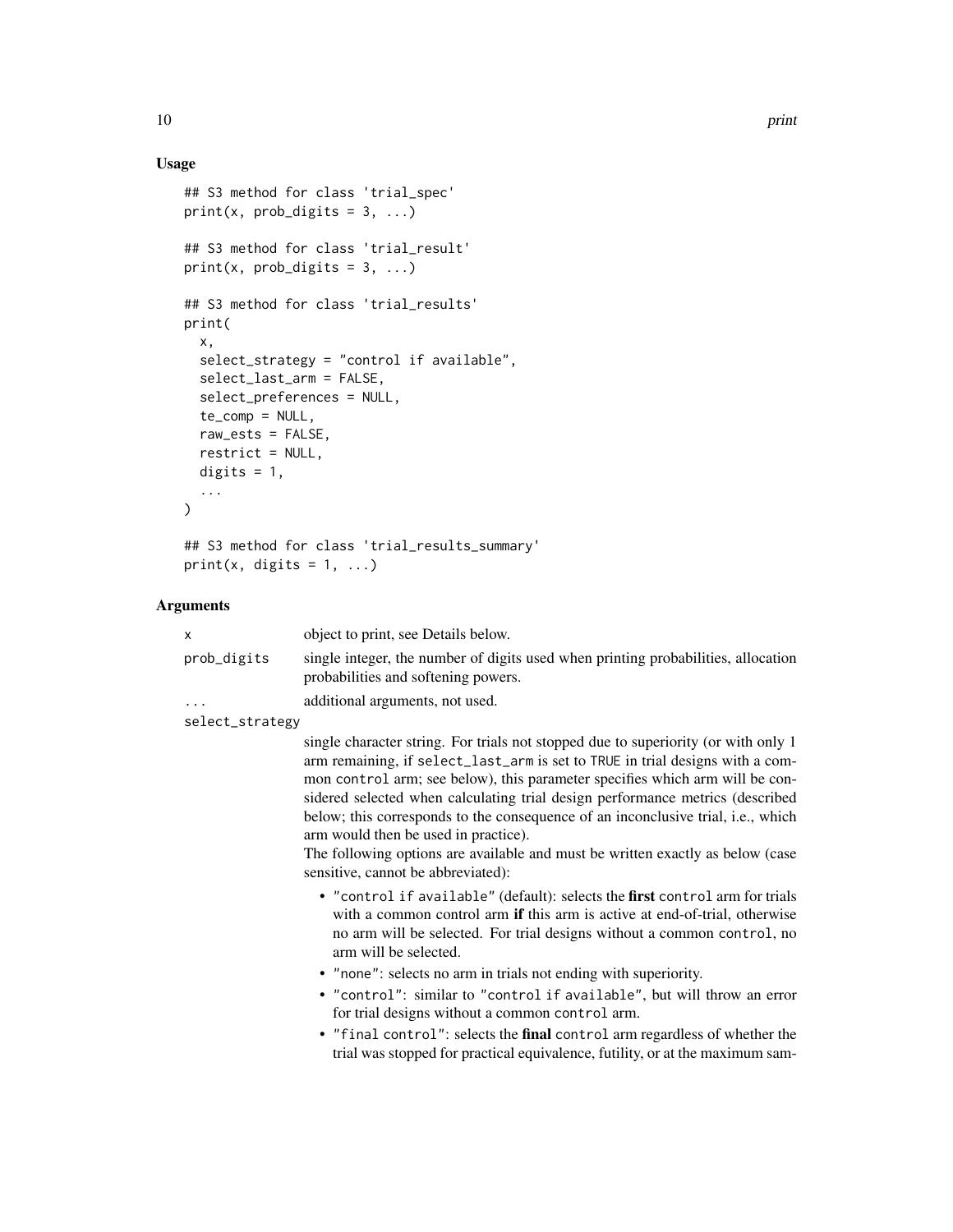### Usage

```
## S3 method for class 'trial_spec'
print(x, prob_digits = 3, ...)

## S3 method for class 'trial_result'
print(x, prob_digits = 3, ...)

## S3 method for class 'trial_results'
print(
  x,
  select_strategy = "control if available",
  select_last_arm = FALSE,
  select_preferences = NULL,
  te_comp = NULL,
  raw_ests = FALSE,
  restrict = NULL,
  digits = 1,
  ...
)

## S3 method for class 'trial_results_summary'
print(x, digits = 1, ...)
```

### Arguments

`x` object to print, see Details below.

`prob_digits` single integer, the number of digits used when printing probabilities, allocation probabilities and softening powers.

`...` additional arguments, not used.

`select_strategy` single character string. For trials not stopped due to superiority (or with only 1 arm remaining, if `select_last_arm` is set to `TRUE` in trial designs with a common `control` arm; see below), this parameter specifies which arm will be considered selected when calculating trial design performance metrics (described below; this corresponds to the consequence of an inconclusive trial, i.e., which arm would then be used in practice).
The following options are available and must be written exactly as below (case sensitive, cannot be abbreviated):

- `"control if available"` (default): selects the **first** `control` arm for trials with a common control arm **if** this arm is active at end-of-trial, otherwise no arm will be selected. For trial designs without a common `control`, no arm will be selected.
- `"none"`: selects no arm in trials not ending with superiority.
- `"control"`: similar to `"control if available"`, but will throw an error for trial designs without a common `control` arm.
- `"final control"`: selects the **final** `control` arm regardless of whether the trial was stopped for practical equivalence, futility, or at the maximum sam-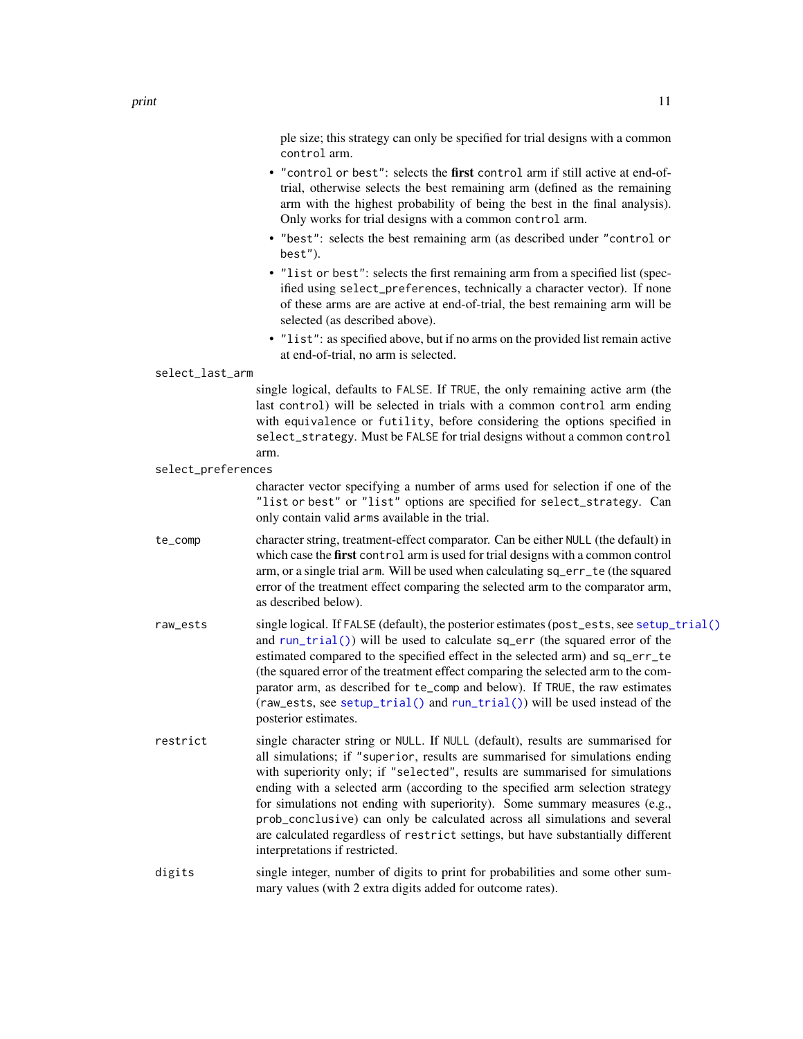ple size; this strategy can only be specified for trial designs with a common `control` arm.

- `"control or best"`: selects the **first** `control` arm if still active at end-of-trial, otherwise selects the best remaining arm (defined as the remaining arm with the highest probability of being the best in the final analysis). Only works for trial designs with a common `control` arm.
- `"best"`: selects the best remaining arm (as described under `"control or best"`).
- `"list or best"`: selects the first remaining arm from a specified list (specified using `select_preferences`, technically a character vector). If none of these arms are are active at end-of-trial, the best remaining arm will be selected (as described above).
- `"list"`: as specified above, but if no arms on the provided list remain active at end-of-trial, no arm is selected.

`select_last_arm`

single logical, defaults to `FALSE`. If `TRUE`, the only remaining active arm (the last `control`) will be selected in trials with a common `control` arm ending with `equivalence` or `futility`, before considering the options specified in `select_strategy`. Must be `FALSE` for trial designs without a common `control` arm.

`select_preferences`

character vector specifying a number of arms used for selection if one of the `"list or best"` or `"list"` options are specified for `select_strategy`. Can only contain valid `arms` available in the trial.

`te_comp`

character string, treatment-effect comparator. Can be either `NULL` (the default) in which case the **first** `control` arm is used for trial designs with a common control arm, or a single trial `arm`. Will be used when calculating `sq_err_te` (the squared error of the treatment effect comparing the selected arm to the comparator arm, as described below).

`raw_ests`

single logical. If `FALSE` (default), the posterior estimates (`post_ests`, see `setup_trial()` and `run_trial()`) will be used to calculate `sq_err` (the squared error of the estimated compared to the specified effect in the selected arm) and `sq_err_te` (the squared error of the treatment effect comparing the selected arm to the comparator arm, as described for `te_comp` and below). If `TRUE`, the raw estimates (`raw_ests`, see `setup_trial()` and `run_trial()`) will be used instead of the posterior estimates.

`restrict`

single character string or `NULL`. If `NULL` (default), results are summarised for all simulations; if `"superior`, results are summarised for simulations ending with superiority only; if `"selected"`, results are summarised for simulations ending with a selected arm (according to the specified arm selection strategy for simulations not ending with superiority). Some summary measures (e.g., `prob_conclusive`) can only be calculated across all simulations and several are calculated regardless of `restrict` settings, but have substantially different interpretations if restricted.

`digits`

single integer, number of digits to print for probabilities and some other summary values (with 2 extra digits added for outcome rates).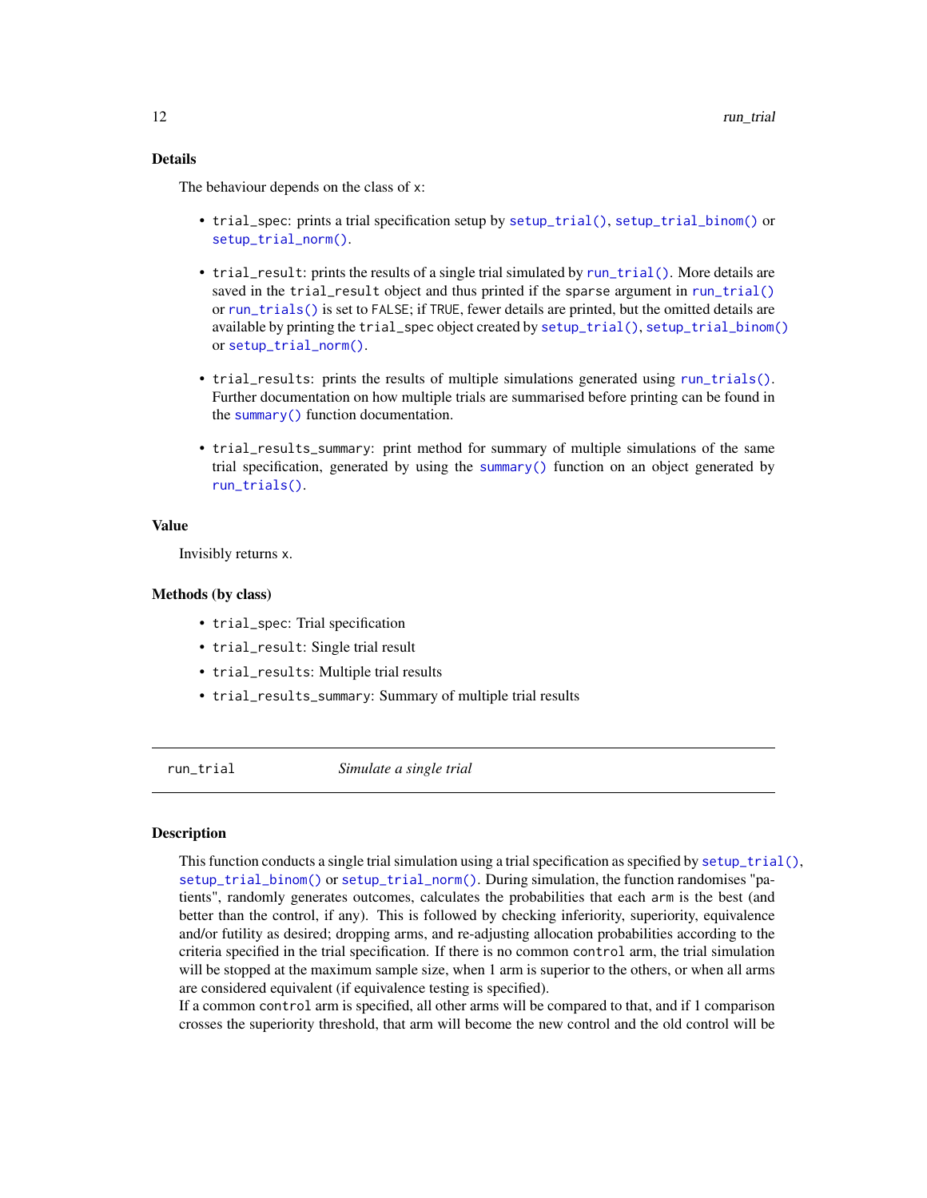### Details

The behaviour depends on the class of `x`:

- `trial_spec`: prints a trial specification setup by `setup_trial()`, `setup_trial_binom()` or `setup_trial_norm()`.
- `trial_result`: prints the results of a single trial simulated by `run_trial()`. More details are saved in the `trial_result` object and thus printed if the `sparse` argument in `run_trial()` or `run_trials()` is set to `FALSE`; if `TRUE`, fewer details are printed, but the omitted details are available by printing the `trial_spec` object created by `setup_trial()`, `setup_trial_binom()` or `setup_trial_norm()`.
- `trial_results`: prints the results of multiple simulations generated using `run_trials()`. Further documentation on how multiple trials are summarised before printing can be found in the `summary()` function documentation.
- `trial_results_summary`: print method for summary of multiple simulations of the same trial specification, generated by using the `summary()` function on an object generated by `run_trials()`.

### Value

Invisibly returns `x`.

### Methods (by class)

- `trial_spec`: Trial specification
- `trial_result`: Single trial result
- `trial_results`: Multiple trial results
- `trial_results_summary`: Summary of multiple trial results

---

## run_trial — *Simulate a single trial*

### Description

This function conducts a single trial simulation using a trial specification as specified by `setup_trial()`, `setup_trial_binom()` or `setup_trial_norm()`. During simulation, the function randomises "patients", randomly generates outcomes, calculates the probabilities that each `arm` is the best (and better than the control, if any). This is followed by checking inferiority, superiority, equivalence and/or futility as desired; dropping arms, and re-adjusting allocation probabilities according to the criteria specified in the trial specification. If there is no common `control` arm, the trial simulation will be stopped at the maximum sample size, when 1 arm is superior to the others, or when all arms are considered equivalent (if equivalence testing is specified).
If a common `control` arm is specified, all other arms will be compared to that, and if 1 comparison crosses the superiority threshold, that arm will become the new control and the old control will be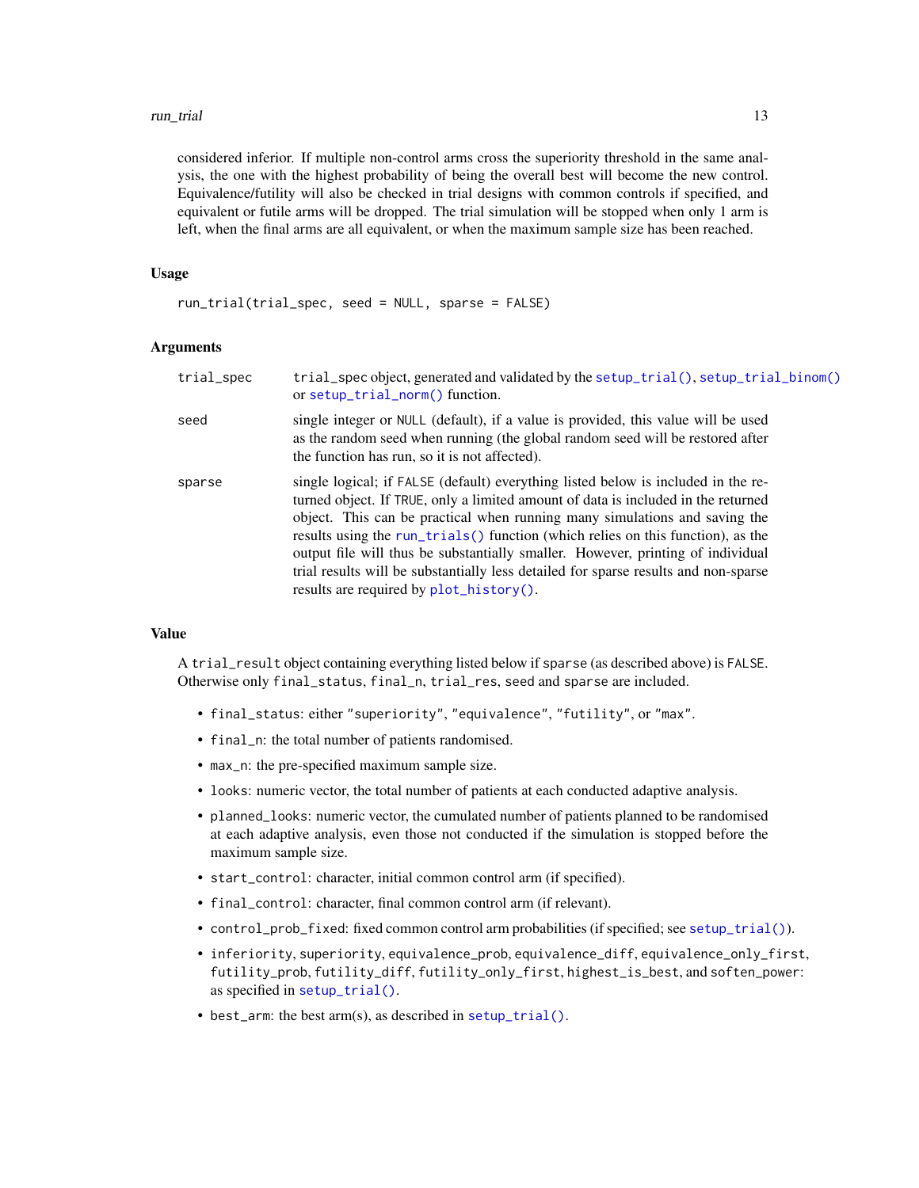considered inferior. If multiple non-control arms cross the superiority threshold in the same analysis, the one with the highest probability of being the overall best will become the new control. Equivalence/futility will also be checked in trial designs with common controls if specified, and equivalent or futile arms will be dropped. The trial simulation will be stopped when only 1 arm is left, when the final arms are all equivalent, or when the maximum sample size has been reached.

### Usage

```
run_trial(trial_spec, seed = NULL, sparse = FALSE)
```

### Arguments

| | |
|---|---|
| `trial_spec` | trial_spec object, generated and validated by the `setup_trial()`, `setup_trial_binom()` or `setup_trial_norm()` function. |
| `seed` | single integer or `NULL` (default), if a value is provided, this value will be used as the random seed when running (the global random seed will be restored after the function has run, so it is not affected). |
| `sparse` | single logical; if `FALSE` (default) everything listed below is included in the returned object. If `TRUE`, only a limited amount of data is included in the returned object. This can be practical when running many simulations and saving the results using the `run_trials()` function (which relies on this function), as the output file will thus be substantially smaller. However, printing of individual trial results will be substantially less detailed for sparse results and non-sparse results are required by `plot_history()`. |

### Value

A `trial_result` object containing everything listed below if `sparse` (as described above) is `FALSE`. Otherwise only `final_status`, `final_n`, `trial_res`, `seed` and `sparse` are included.

- `final_status`: either `"superiority"`, `"equivalence"`, `"futility"`, or `"max"`.
- `final_n`: the total number of patients randomised.
- `max_n`: the pre-specified maximum sample size.
- `looks`: numeric vector, the total number of patients at each conducted adaptive analysis.
- `planned_looks`: numeric vector, the cumulated number of patients planned to be randomised at each adaptive analysis, even those not conducted if the simulation is stopped before the maximum sample size.
- `start_control`: character, initial common control arm (if specified).
- `final_control`: character, final common control arm (if relevant).
- `control_prob_fixed`: fixed common control arm probabilities (if specified; see `setup_trial()`).
- `inferiority`, `superiority`, `equivalence_prob`, `equivalence_diff`, `equivalence_only_first`, `futility_prob`, `futility_diff`, `futility_only_first`, `highest_is_best`, and `soften_power`: as specified in `setup_trial()`.
- `best_arm`: the best arm(s), as described in `setup_trial()`.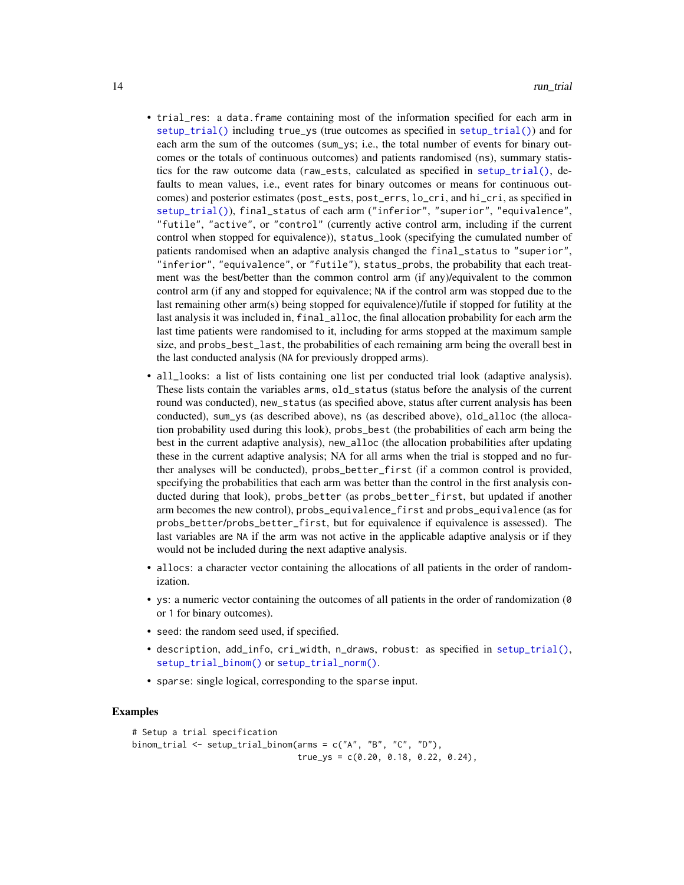- `trial_res`: a `data.frame` containing most of the information specified for each arm in `setup_trial()` including `true_ys` (true outcomes as specified in `setup_trial()`) and for each arm the sum of the outcomes (`sum_ys`; i.e., the total number of events for binary outcomes or the totals of continuous outcomes) and patients randomised (`ns`), summary statistics for the raw outcome data (`raw_ests`, calculated as specified in `setup_trial()`, defaults to mean values, i.e., event rates for binary outcomes or means for continuous outcomes) and posterior estimates (`post_ests`, `post_errs`, `lo_cri`, and `hi_cri`, as specified in `setup_trial()`), `final_status` of each arm (`"inferior"`, `"superior"`, `"equivalence"`, `"futile"`, `"active"`, or `"control"` (currently active control arm, including if the current control when stopped for equivalence)), `status_look` (specifying the cumulated number of patients randomised when an adaptive analysis changed the `final_status` to `"superior"`, `"inferior"`, `"equivalence"`, or `"futile"`), `status_probs`, the probability that each treatment was the best/better than the common control arm (if any)/equivalent to the common control arm (if any and stopped for equivalence; `NA` if the control arm was stopped due to the last remaining other arm(s) being stopped for equivalence)/futile if stopped for futility at the last analysis it was included in, `final_alloc`, the final allocation probability for each arm the last time patients were randomised to it, including for arms stopped at the maximum sample size, and `probs_best_last`, the probabilities of each remaining arm being the overall best in the last conducted analysis (`NA` for previously dropped arms).
- `all_looks`: a list of lists containing one list per conducted trial look (adaptive analysis). These lists contain the variables `arms`, `old_status` (status before the analysis of the current round was conducted), `new_status` (as specified above, status after current analysis has been conducted), `sum_ys` (as described above), `ns` (as described above), `old_alloc` (the allocation probability used during this look), `probs_best` (the probabilities of each arm being the best in the current adaptive analysis), `new_alloc` (the allocation probabilities after updating these in the current adaptive analysis; NA for all arms when the trial is stopped and no further analyses will be conducted), `probs_better_first` (if a common control is provided, specifying the probabilities that each arm was better than the control in the first analysis conducted during that look), `probs_better` (as `probs_better_first`, but updated if another arm becomes the new control), `probs_equivalence_first` and `probs_equivalence` (as for `probs_better`/`probs_better_first`, but for equivalence if equivalence is assessed). The last variables are `NA` if the arm was not active in the applicable adaptive analysis or if they would not be included during the next adaptive analysis.
- `allocs`: a character vector containing the allocations of all patients in the order of randomization.
- `ys`: a numeric vector containing the outcomes of all patients in the order of randomization (`0` or `1` for binary outcomes).
- `seed`: the random seed used, if specified.
- `description`, `add_info`, `cri_width`, `n_draws`, `robust`: as specified in `setup_trial()`, `setup_trial_binom()` or `setup_trial_norm()`.
- `sparse`: single logical, corresponding to the `sparse` input.

## Examples

```
# Setup a trial specification
binom_trial <- setup_trial_binom(arms = c("A", "B", "C", "D"),
                                 true_ys = c(0.20, 0.18, 0.22, 0.24),
```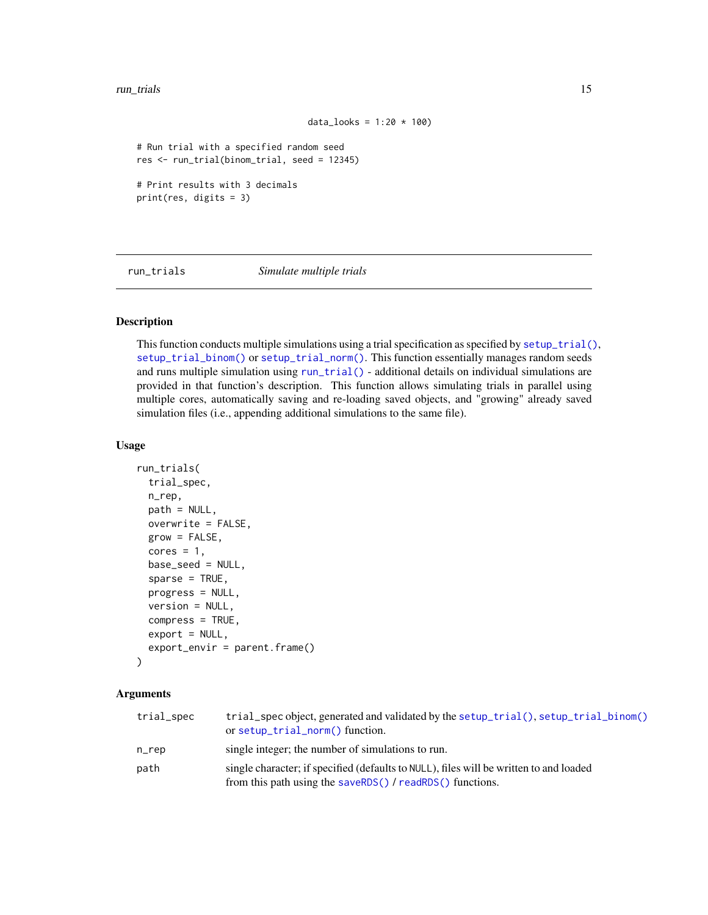```
                    data_looks = 1:20 * 100)

# Run trial with a specified random seed
res <- run_trial(binom_trial, seed = 12345)

# Print results with 3 decimals
print(res, digits = 3)
```

## run_trials — *Simulate multiple trials*

### Description

This function conducts multiple simulations using a trial specification as specified by `setup_trial()`, `setup_trial_binom()` or `setup_trial_norm()`. This function essentially manages random seeds and runs multiple simulation using `run_trial()` - additional details on individual simulations are provided in that function's description. This function allows simulating trials in parallel using multiple cores, automatically saving and re-loading saved objects, and "growing" already saved simulation files (i.e., appending additional simulations to the same file).

### Usage

```
run_trials(
  trial_spec,
  n_rep,
  path = NULL,
  overwrite = FALSE,
  grow = FALSE,
  cores = 1,
  base_seed = NULL,
  sparse = TRUE,
  progress = NULL,
  version = NULL,
  compress = TRUE,
  export = NULL,
  export_envir = parent.frame()
)
```

### Arguments

| | |
|---|---|
| `trial_spec` | `trial_spec` object, generated and validated by the `setup_trial()`, `setup_trial_binom()` or `setup_trial_norm()` function. |
| `n_rep` | single integer; the number of simulations to run. |
| `path` | single character; if specified (defaults to `NULL`), files will be written to and loaded from this path using the `saveRDS()` / `readRDS()` functions. |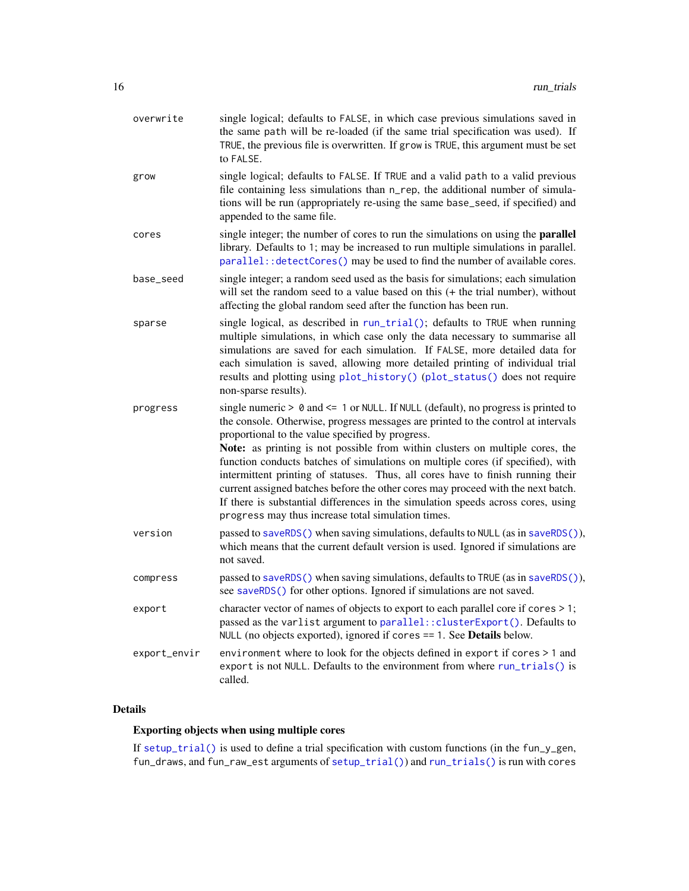| | |
|---|---|
| `overwrite` | single logical; defaults to `FALSE`, in which case previous simulations saved in the same `path` will be re-loaded (if the same trial specification was used). If `TRUE`, the previous file is overwritten. If `grow` is `TRUE`, this argument must be set to `FALSE`. |
| `grow` | single logical; defaults to `FALSE`. If `TRUE` and a valid `path` to a valid previous file containing less simulations than `n_rep`, the additional number of simulations will be run (appropriately re-using the same `base_seed`, if specified) and appended to the same file. |
| `cores` | single integer; the number of cores to run the simulations on using the **parallel** library. Defaults to `1`; may be increased to run multiple simulations in parallel. `parallel::detectCores()` may be used to find the number of available cores. |
| `base_seed` | single integer; a random seed used as the basis for simulations; each simulation will set the random seed to a value based on this (+ the trial number), without affecting the global random seed after the function has been run. |
| `sparse` | single logical, as described in `run_trial()`; defaults to `TRUE` when running multiple simulations, in which case only the data necessary to summarise all simulations are saved for each simulation. If `FALSE`, more detailed data for each simulation is saved, allowing more detailed printing of individual trial results and plotting using `plot_history()` (`plot_status()` does not require non-sparse results). |
| `progress` | single numeric `> 0` and `<= 1` or `NULL`. If `NULL` (default), no progress is printed to the console. Otherwise, progress messages are printed to the control at intervals proportional to the value specified by progress.<br>**Note:** as printing is not possible from within clusters on multiple cores, the function conducts batches of simulations on multiple cores (if specified), with intermittent printing of statuses. Thus, all cores have to finish running their current assigned batches before the other cores may proceed with the next batch. If there is substantial differences in the simulation speeds across cores, using `progress` may thus increase total simulation times. |
| `version` | passed to `saveRDS()` when saving simulations, defaults to `NULL` (as in `saveRDS()`), which means that the current default version is used. Ignored if simulations are not saved. |
| `compress` | passed to `saveRDS()` when saving simulations, defaults to `TRUE` (as in `saveRDS()`), see `saveRDS()` for other options. Ignored if simulations are not saved. |
| `export` | character vector of names of objects to export to each parallel core if `cores > 1`; passed as the `varlist` argument to `parallel::clusterExport()`. Defaults to `NULL` (no objects exported), ignored if `cores == 1`. See **Details** below. |
| `export_envir` | `environment` where to look for the objects defined in `export` if `cores > 1` and `export` is not `NULL`. Defaults to the environment from where `run_trials()` is called. |

## Details

### Exporting objects when using multiple cores

If `setup_trial()` is used to define a trial specification with custom functions (in the `fun_y_gen`, `fun_draws`, and `fun_raw_est` arguments of `setup_trial()`) and `run_trials()` is run with `cores`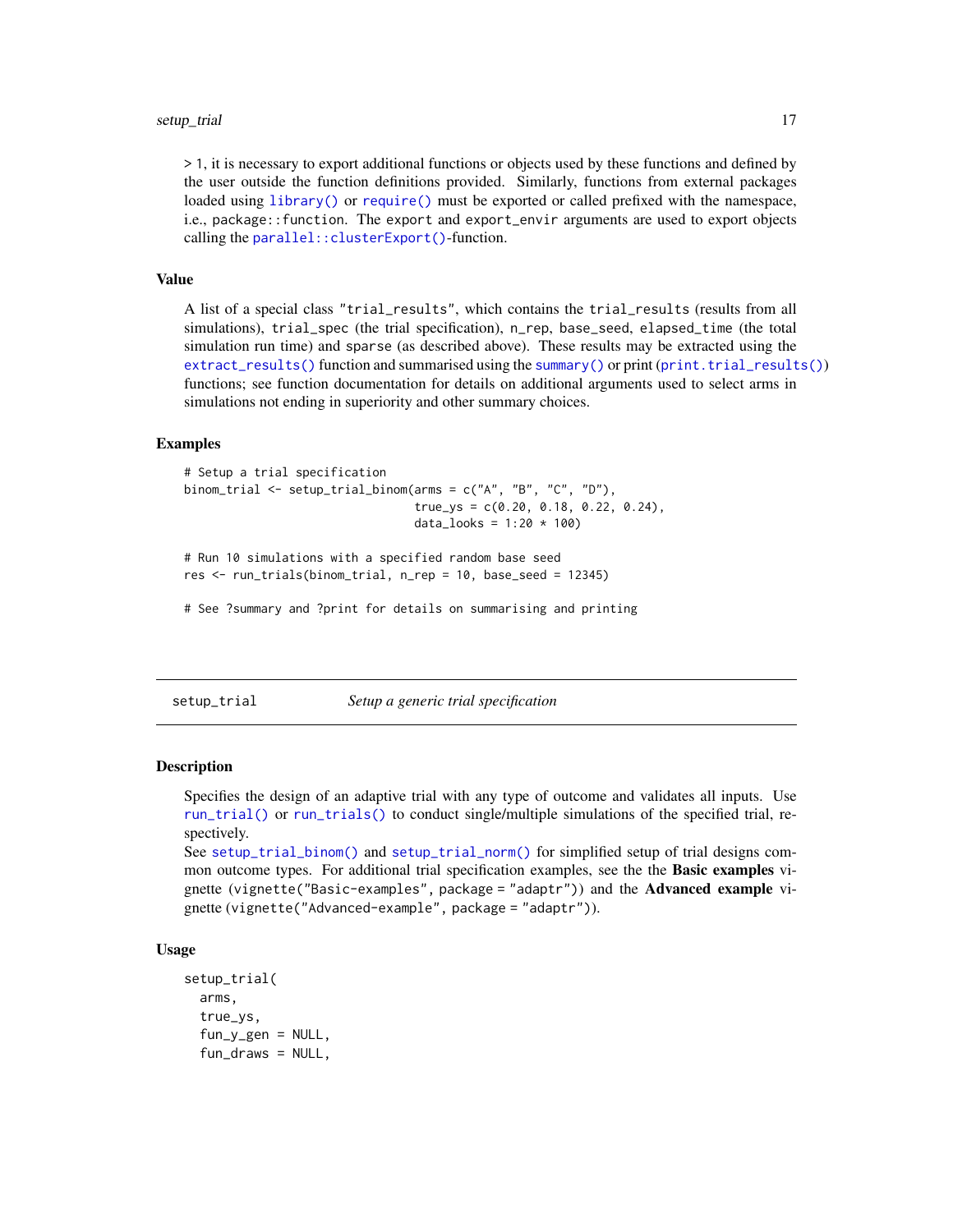> 1, it is necessary to export additional functions or objects used by these functions and defined by the user outside the function definitions provided. Similarly, functions from external packages loaded using `library()` or `require()` must be exported or called prefixed with the namespace, i.e., `package::function`. The `export` and `export_envir` arguments are used to export objects calling the `parallel::clusterExport()`-function.

### Value

A list of a special class `"trial_results"`, which contains the `trial_results` (results from all simulations), `trial_spec` (the trial specification), `n_rep`, `base_seed`, `elapsed_time` (the total simulation run time) and `sparse` (as described above). These results may be extracted using the `extract_results()` function and summarised using the `summary()` or print (`print.trial_results()`) functions; see function documentation for details on additional arguments used to select arms in simulations not ending in superiority and other summary choices.

### Examples

```
# Setup a trial specification
binom_trial <- setup_trial_binom(arms = c("A", "B", "C", "D"),
                                 true_ys = c(0.20, 0.18, 0.22, 0.24),
                                 data_looks = 1:20 * 100)

# Run 10 simulations with a specified random base seed
res <- run_trials(binom_trial, n_rep = 10, base_seed = 12345)

# See ?summary and ?print for details on summarising and printing
```

---

## setup_trial — *Setup a generic trial specification*

---

### Description

Specifies the design of an adaptive trial with any type of outcome and validates all inputs. Use `run_trial()` or `run_trials()` to conduct single/multiple simulations of the specified trial, respectively.
See `setup_trial_binom()` and `setup_trial_norm()` for simplified setup of trial designs common outcome types. For additional trial specification examples, see the the **Basic examples** vignette (`vignette("Basic-examples", package = "adaptr")`) and the **Advanced example** vignette (`vignette("Advanced-example", package = "adaptr")`).

### Usage

```
setup_trial(
  arms,
  true_ys,
  fun_y_gen = NULL,
  fun_draws = NULL,
```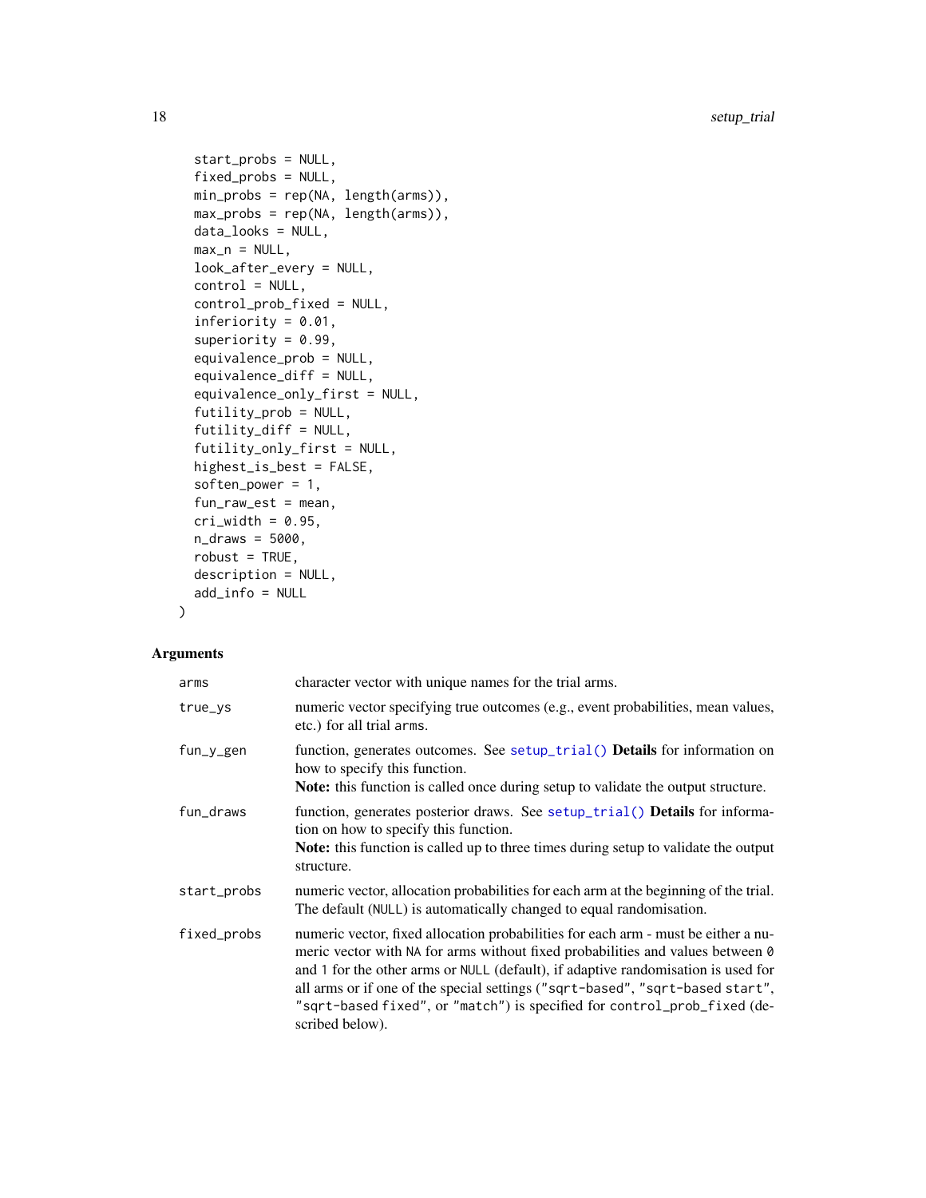```
  start_probs = NULL,
  fixed_probs = NULL,
  min_probs = rep(NA, length(arms)),
  max_probs = rep(NA, length(arms)),
  data_looks = NULL,
  max_n = NULL,
  look_after_every = NULL,
  control = NULL,
  control_prob_fixed = NULL,
  inferiority = 0.01,
  superiority = 0.99,
  equivalence_prob = NULL,
  equivalence_diff = NULL,
  equivalence_only_first = NULL,
  futility_prob = NULL,
  futility_diff = NULL,
  futility_only_first = NULL,
  highest_is_best = FALSE,
  soften_power = 1,
  fun_raw_est = mean,
  cri_width = 0.95,
  n_draws = 5000,
  robust = TRUE,
  description = NULL,
  add_info = NULL
)
```

## Arguments

`arms` character vector with unique names for the trial arms.

`true_ys` numeric vector specifying true outcomes (e.g., event probabilities, mean values, etc.) for all trial `arms`.

`fun_y_gen` function, generates outcomes. See `setup_trial()` **Details** for information on how to specify this function.
**Note:** this function is called once during setup to validate the output structure.

`fun_draws` function, generates posterior draws. See `setup_trial()` **Details** for information on how to specify this function.
**Note:** this function is called up to three times during setup to validate the output structure.

`start_probs` numeric vector, allocation probabilities for each arm at the beginning of the trial. The default (`NULL`) is automatically changed to equal randomisation.

`fixed_probs` numeric vector, fixed allocation probabilities for each arm - must be either a numeric vector with `NA` for arms without fixed probabilities and values between `0` and `1` for the other arms or `NULL` (default), if adaptive randomisation is used for all arms or if one of the special settings (`"sqrt-based"`, `"sqrt-based start"`, `"sqrt-based fixed"`, or `"match"`) is specified for `control_prob_fixed` (described below).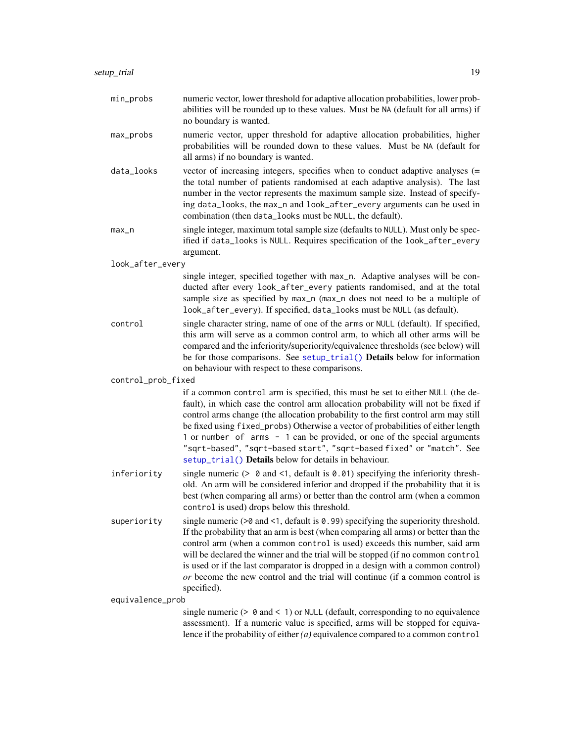**min_probs** numeric vector, lower threshold for adaptive allocation probabilities, lower probabilities will be rounded up to these values. Must be `NA` (default for all arms) if no boundary is wanted.

**max_probs** numeric vector, upper threshold for adaptive allocation probabilities, higher probabilities will be rounded down to these values. Must be `NA` (default for all arms) if no boundary is wanted.

**data_looks** vector of increasing integers, specifies when to conduct adaptive analyses (= the total number of patients randomised at each adaptive analysis). The last number in the vector represents the maximum sample size. Instead of specifying `data_looks`, the `max_n` and `look_after_every` arguments can be used in combination (then `data_looks` must be `NULL`, the default).

**max_n** single integer, maximum total sample size (defaults to `NULL`). Must only be specified if `data_looks` is `NULL`. Requires specification of the `look_after_every` argument.

**look_after_every** single integer, specified together with `max_n`. Adaptive analyses will be conducted after every `look_after_every` patients randomised, and at the total sample size as specified by `max_n` (`max_n` does not need to be a multiple of `look_after_every`). If specified, `data_looks` must be `NULL` (as default).

**control** single character string, name of one of the `arms` or `NULL` (default). If specified, this arm will serve as a common control arm, to which all other arms will be compared and the inferiority/superiority/equivalence thresholds (see below) will be for those comparisons. See `setup_trial()` **Details** below for information on behaviour with respect to these comparisons.

**control_prob_fixed** if a common `control` arm is specified, this must be set to either `NULL` (the default), in which case the control arm allocation probability will not be fixed if control arms change (the allocation probability to the first control arm may still be fixed using `fixed_probs`) Otherwise a vector of probabilities of either length `1` or `number of arms - 1` can be provided, or one of the special arguments `"sqrt-based"`, `"sqrt-based start"`, `"sqrt-based fixed"` or `"match"`. See `setup_trial()` **Details** below for details in behaviour.

**inferiority** single numeric (`> 0` and `<1`, default is `0.01`) specifying the inferiority threshold. An arm will be considered inferior and dropped if the probability that it is best (when comparing all arms) or better than the control arm (when a common `control` is used) drops below this threshold.

**superiority** single numeric (`>0` and `<1`, default is `0.99`) specifying the superiority threshold. If the probability that an arm is best (when comparing all arms) or better than the control arm (when a common `control` is used) exceeds this number, said arm will be declared the winner and the trial will be stopped (if no common `control` is used or if the last comparator is dropped in a design with a common control) *or* become the new control and the trial will continue (if a common control is specified).

**equivalence_prob** single numeric (`> 0` and `< 1`) or `NULL` (default, corresponding to no equivalence assessment). If a numeric value is specified, arms will be stopped for equivalence if the probability of either *(a)* equivalence compared to a common `control`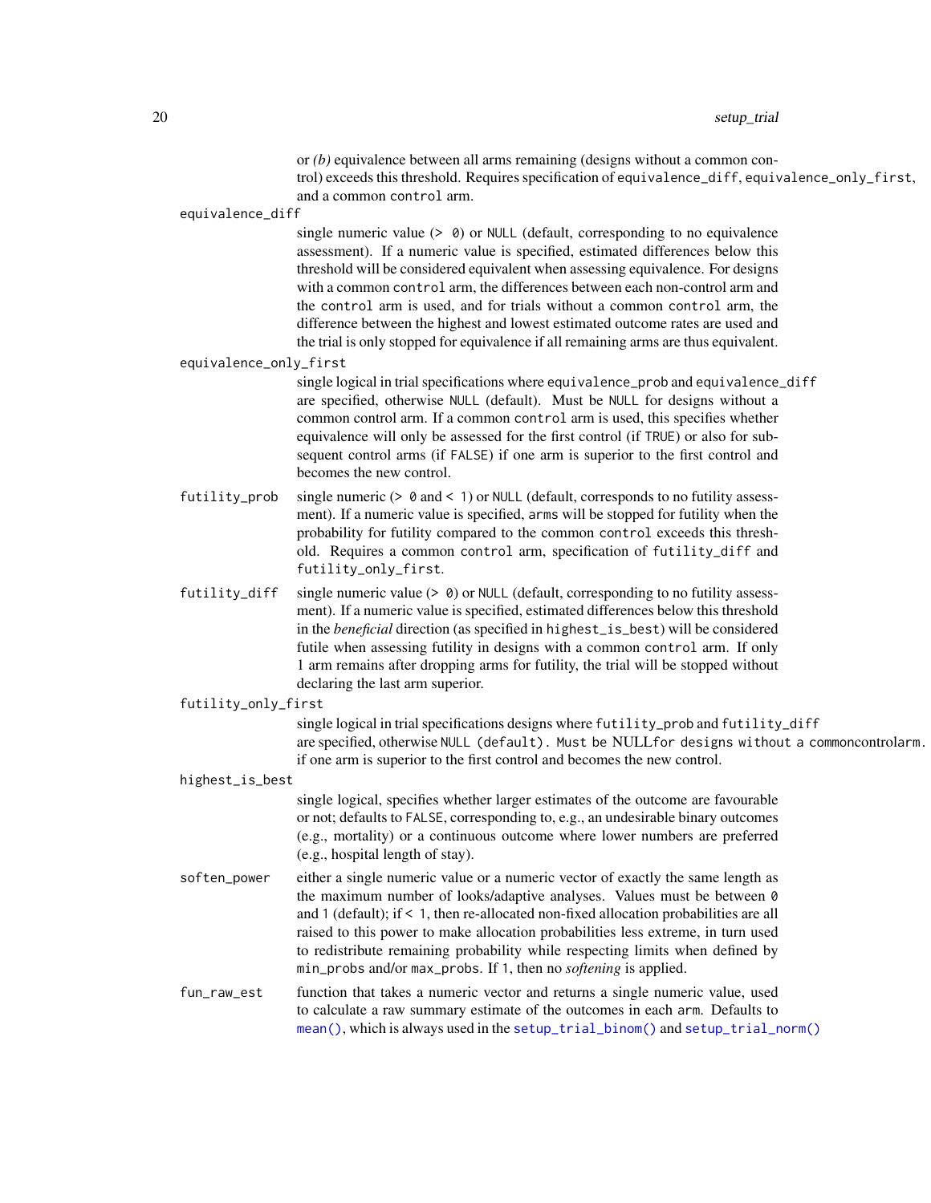or *(b)* equivalence between all arms remaining (designs without a common control) exceeds this threshold. Requires specification of `equivalence_diff`, `equivalence_only_first`, and a common `control` arm.

`equivalence_diff`
: single numeric value (> `0`) or `NULL` (default, corresponding to no equivalence assessment). If a numeric value is specified, estimated differences below this threshold will be considered equivalent when assessing equivalence. For designs with a common `control` arm, the differences between each non-control arm and the `control` arm is used, and for trials without a common `control` arm, the difference between the highest and lowest estimated outcome rates are used and the trial is only stopped for equivalence if all remaining arms are thus equivalent.

`equivalence_only_first`
: single logical in trial specifications where `equivalence_prob` and `equivalence_diff` are specified, otherwise `NULL` (default). Must be `NULL` for designs without a common control arm. If a common `control` arm is used, this specifies whether equivalence will only be assessed for the first control (if `TRUE`) or also for subsequent control arms (if `FALSE`) if one arm is superior to the first control and becomes the new control.

`futility_prob`
: single numeric (> `0` and < `1`) or `NULL` (default, corresponds to no futility assessment). If a numeric value is specified, `arms` will be stopped for futility when the probability for futility compared to the common `control` exceeds this threshold. Requires a common `control` arm, specification of `futility_diff` and `futility_only_first`.

`futility_diff`
: single numeric value (> `0`) or `NULL` (default, corresponding to no futility assessment). If a numeric value is specified, estimated differences below this threshold in the *beneficial* direction (as specified in `highest_is_best`) will be considered futile when assessing futility in designs with a common `control` arm. If only 1 arm remains after dropping arms for futility, the trial will be stopped without declaring the last arm superior.

`futility_only_first`
: single logical in trial specifications designs where `futility_prob` and `futility_diff` are specified, otherwise `NULL (default). Must be NULLfor designs without a commoncontrolarm.` if one arm is superior to the first control and becomes the new control.

`highest_is_best`
: single logical, specifies whether larger estimates of the outcome are favourable or not; defaults to `FALSE`, corresponding to, e.g., an undesirable binary outcomes (e.g., mortality) or a continuous outcome where lower numbers are preferred (e.g., hospital length of stay).

`soften_power`
: either a single numeric value or a numeric vector of exactly the same length as the maximum number of looks/adaptive analyses. Values must be between `0` and `1` (default); if < `1`, then re-allocated non-fixed allocation probabilities are all raised to this power to make allocation probabilities less extreme, in turn used to redistribute remaining probability while respecting limits when defined by `min_probs` and/or `max_probs`. If `1`, then no *softening* is applied.

`fun_raw_est`
: function that takes a numeric vector and returns a single numeric value, used to calculate a raw summary estimate of the outcomes in each `arm`. Defaults to `mean()`, which is always used in the `setup_trial_binom()` and `setup_trial_norm()`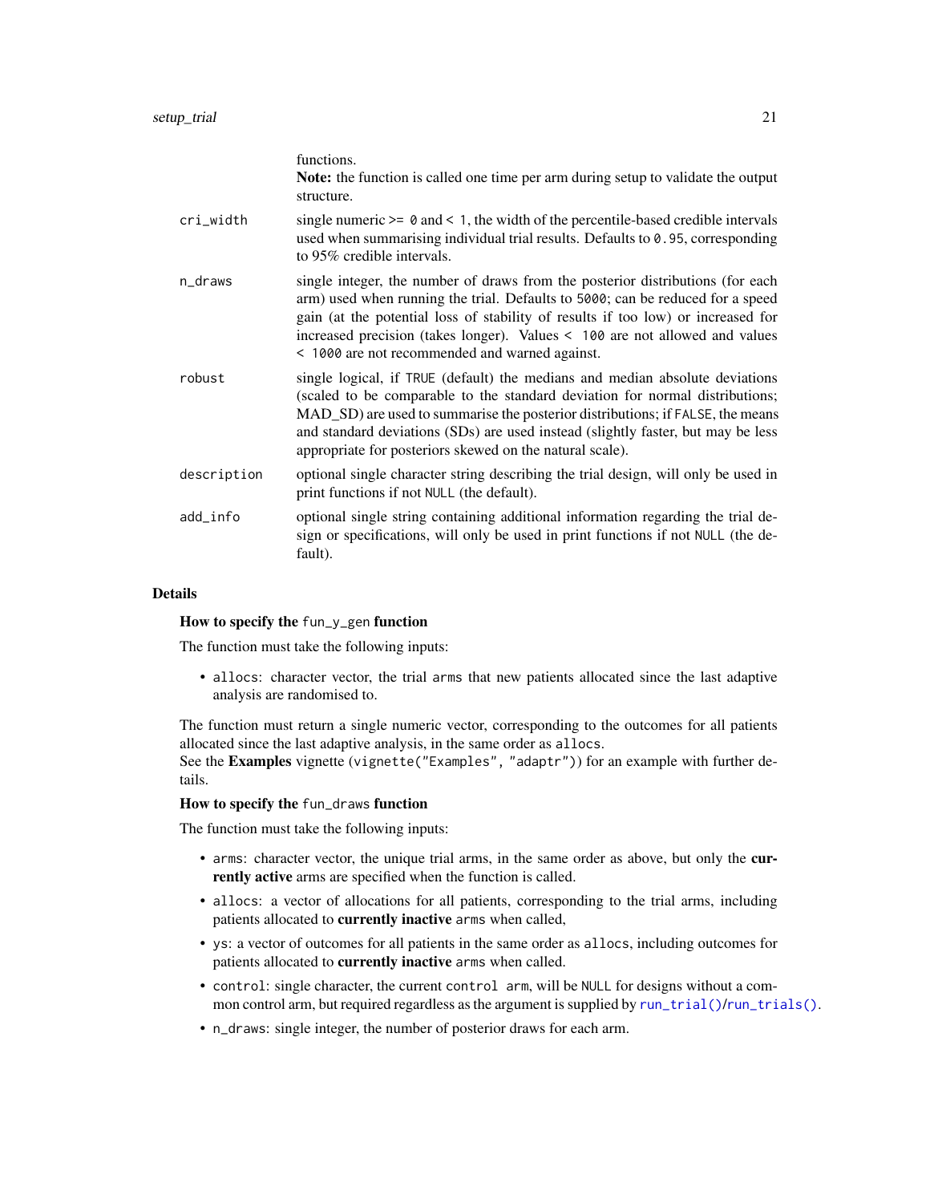functions.
**Note:** the function is called one time per arm during setup to validate the output structure.

| | |
|---|---|
| `cri_width` | single numeric `>= 0` and `< 1`, the width of the percentile-based credible intervals used when summarising individual trial results. Defaults to `0.95`, corresponding to 95% credible intervals. |
| `n_draws` | single integer, the number of draws from the posterior distributions (for each arm) used when running the trial. Defaults to `5000`; can be reduced for a speed gain (at the potential loss of stability of results if too low) or increased for increased precision (takes longer). Values `< 100` are not allowed and values `< 1000` are not recommended and warned against. |
| `robust` | single logical, if `TRUE` (default) the medians and median absolute deviations (scaled to be comparable to the standard deviation for normal distributions; MAD_SD) are used to summarise the posterior distributions; if `FALSE`, the means and standard deviations (SDs) are used instead (slightly faster, but may be less appropriate for posteriors skewed on the natural scale). |
| `description` | optional single character string describing the trial design, will only be used in print functions if not `NULL` (the default). |
| `add_info` | optional single string containing additional information regarding the trial design or specifications, will only be used in print functions if not `NULL` (the default). |

## Details

### How to specify the `fun_y_gen` function

The function must take the following inputs:

- `allocs`: character vector, the trial `arms` that new patients allocated since the last adaptive analysis are randomised to.

The function must return a single numeric vector, corresponding to the outcomes for all patients allocated since the last adaptive analysis, in the same order as `allocs`.
See the **Examples** vignette (`vignette("Examples", "adaptr")`) for an example with further details.

### How to specify the `fun_draws` function

The function must take the following inputs:

- `arms`: character vector, the unique trial arms, in the same order as above, but only the **currently active** arms are specified when the function is called.
- `allocs`: a vector of allocations for all patients, corresponding to the trial arms, including patients allocated to **currently inactive** `arms` when called,
- `ys`: a vector of outcomes for all patients in the same order as `allocs`, including outcomes for patients allocated to **currently inactive** `arms` when called.
- `control`: single character, the current `control arm`, will be `NULL` for designs without a common control arm, but required regardless as the argument is supplied by `run_trial()`/`run_trials()`.
- `n_draws`: single integer, the number of posterior draws for each arm.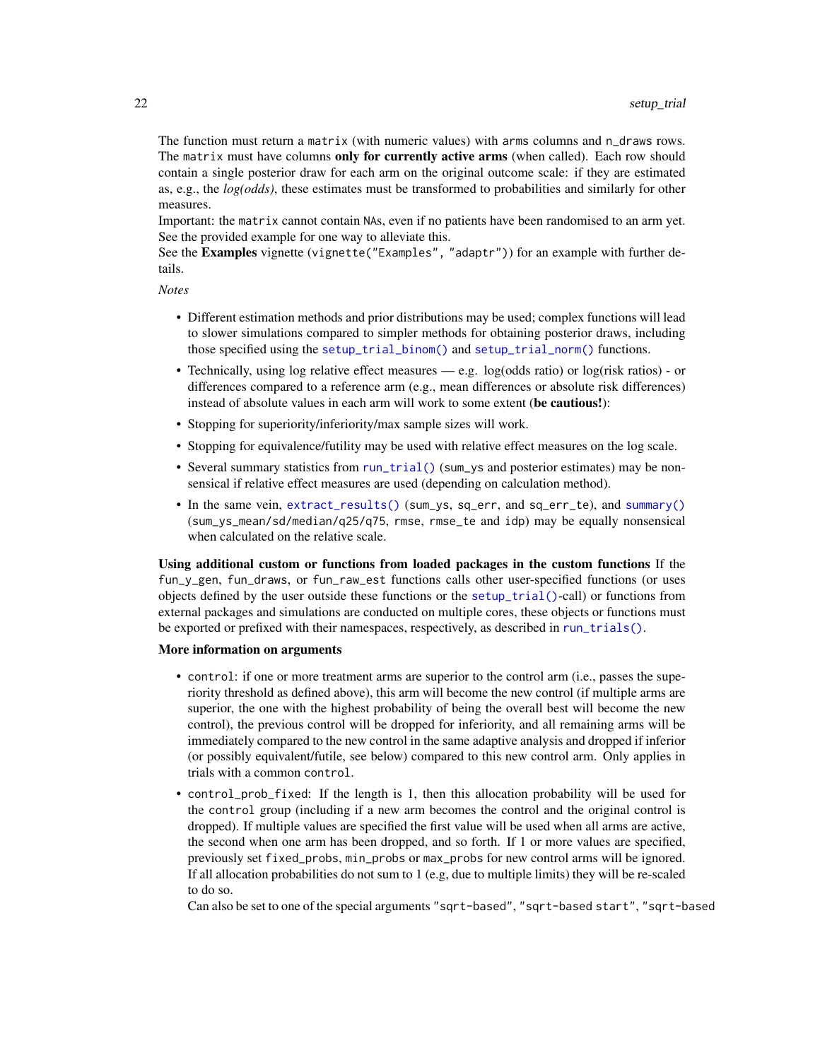The function must return a `matrix` (with numeric values) with `arms` columns and `n_draws` rows. The `matrix` must have columns **only for currently active arms** (when called). Each row should contain a single posterior draw for each arm on the original outcome scale: if they are estimated as, e.g., the *log(odds)*, these estimates must be transformed to probabilities and similarly for other measures.

Important: the `matrix` cannot contain `NA`s, even if no patients have been randomised to an arm yet. See the provided example for one way to alleviate this.

See the **Examples** vignette (`vignette("Examples", "adaptr")`) for an example with further details.

*Notes*

- Different estimation methods and prior distributions may be used; complex functions will lead to slower simulations compared to simpler methods for obtaining posterior draws, including those specified using the `setup_trial_binom()` and `setup_trial_norm()` functions.
- Technically, using log relative effect measures — e.g. log(odds ratio) or log(risk ratios) - or differences compared to a reference arm (e.g., mean differences or absolute risk differences) instead of absolute values in each arm will work to some extent (**be cautious!**):
- Stopping for superiority/inferiority/max sample sizes will work.
- Stopping for equivalence/futility may be used with relative effect measures on the log scale.
- Several summary statistics from `run_trial()` (`sum_ys` and posterior estimates) may be nonsensical if relative effect measures are used (depending on calculation method).
- In the same vein, `extract_results()` (`sum_ys`, `sq_err`, and `sq_err_te`), and `summary()` (`sum_ys_mean/sd/median/q25/q75`, `rmse`, `rmse_te` and `idp`) may be equally nonsensical when calculated on the relative scale.

**Using additional custom or functions from loaded packages in the custom functions** If the `fun_y_gen`, `fun_draws`, or `fun_raw_est` functions calls other user-specified functions (or uses objects defined by the user outside these functions or the `setup_trial()`-call) or functions from external packages and simulations are conducted on multiple cores, these objects or functions must be exported or prefixed with their namespaces, respectively, as described in `run_trials()`.

**More information on arguments**

- `control`: if one or more treatment arms are superior to the control arm (i.e., passes the superiority threshold as defined above), this arm will become the new control (if multiple arms are superior, the one with the highest probability of being the overall best will become the new control), the previous control will be dropped for inferiority, and all remaining arms will be immediately compared to the new control in the same adaptive analysis and dropped if inferior (or possibly equivalent/futile, see below) compared to this new control arm. Only applies in trials with a common `control`.
- `control_prob_fixed`: If the length is 1, then this allocation probability will be used for the `control` group (including if a new arm becomes the control and the original control is dropped). If multiple values are specified the first value will be used when all arms are active, the second when one arm has been dropped, and so forth. If 1 or more values are specified, previously set `fixed_probs`, `min_probs` or `max_probs` for new control arms will be ignored. If all allocation probabilities do not sum to 1 (e.g, due to multiple limits) they will be re-scaled to do so.

  Can also be set to one of the special arguments `"sqrt-based"`, `"sqrt-based start"`, `"sqrt-based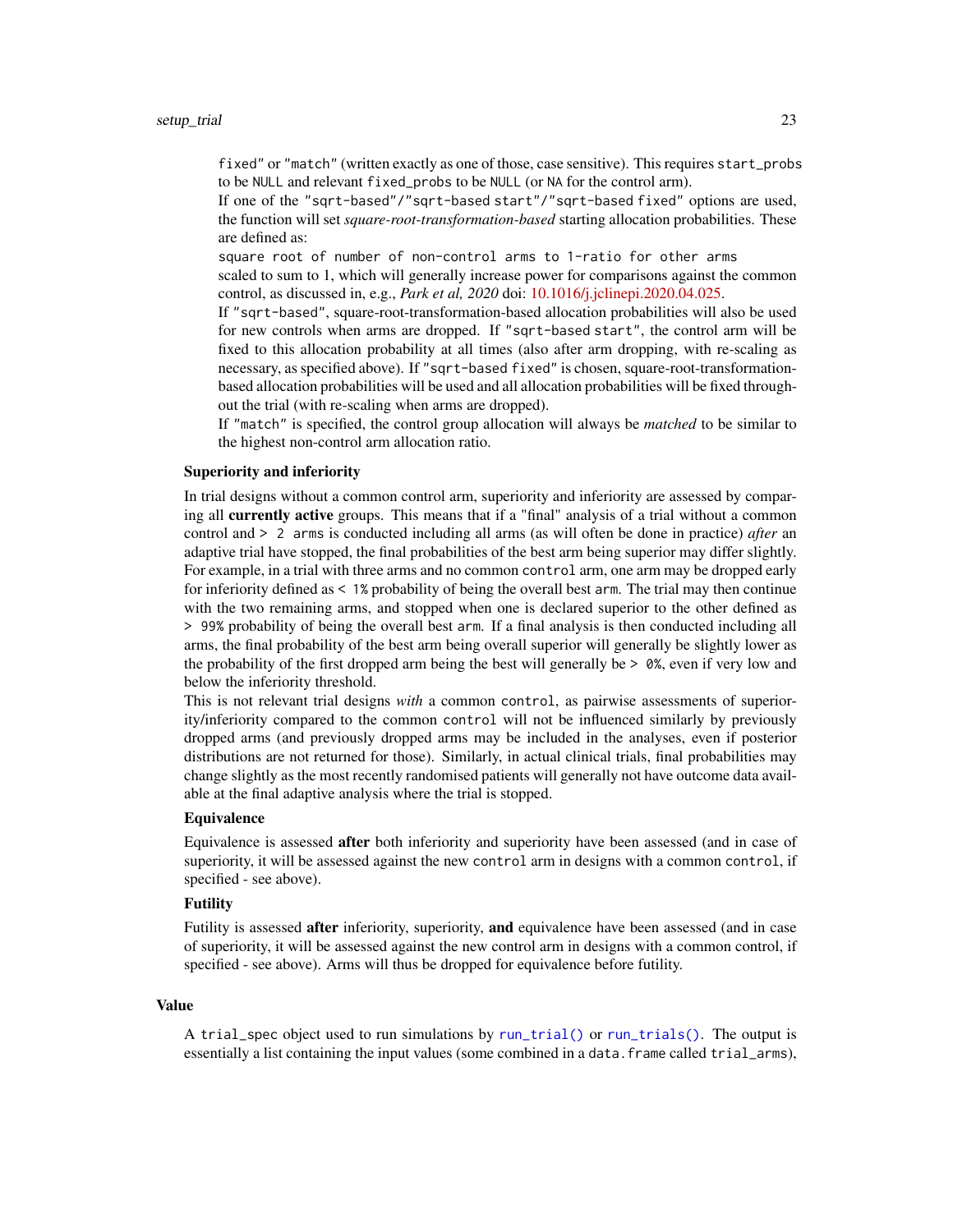fixed" or "match" (written exactly as one of those, case sensitive). This requires `start_probs` to be `NULL` and relevant `fixed_probs` to be `NULL` (or `NA` for the control arm).

If one of the "sqrt-based"/"sqrt-based start"/"sqrt-based fixed" options are used, the function will set *square-root-transformation-based* starting allocation probabilities. These are defined as:

`square root of number of non-control arms to 1-ratio for other arms`

scaled to sum to 1, which will generally increase power for comparisons against the common control, as discussed in, e.g., *Park et al, 2020* doi: 10.1016/j.jclinepi.2020.04.025.

If "sqrt-based", square-root-transformation-based allocation probabilities will also be used for new controls when arms are dropped. If "sqrt-based start", the control arm will be fixed to this allocation probability at all times (also after arm dropping, with re-scaling as necessary, as specified above). If "sqrt-based fixed" is chosen, square-root-transformation-based allocation probabilities will be used and all allocation probabilities will be fixed throughout the trial (with re-scaling when arms are dropped).

If "match" is specified, the control group allocation will always be *matched* to be similar to the highest non-control arm allocation ratio.

**Superiority and inferiority**

In trial designs without a common control arm, superiority and inferiority are assessed by comparing all **currently active** groups. This means that if a "final" analysis of a trial without a common control and `> 2 arms` is conducted including all arms (as will often be done in practice) *after* an adaptive trial have stopped, the final probabilities of the best arm being superior may differ slightly. For example, in a trial with three arms and no common `control` arm, one arm may be dropped early for inferiority defined as `< 1%` probability of being the overall best `arm`. The trial may then continue with the two remaining arms, and stopped when one is declared superior to the other defined as `> 99%` probability of being the overall best `arm`. If a final analysis is then conducted including all arms, the final probability of the best arm being overall superior will generally be slightly lower as the probability of the first dropped arm being the best will generally be `> 0%`, even if very low and below the inferiority threshold.

This is not relevant trial designs *with* a common `control`, as pairwise assessments of superiority/inferiority compared to the common `control` will not be influenced similarly by previously dropped arms (and previously dropped arms may be included in the analyses, even if posterior distributions are not returned for those). Similarly, in actual clinical trials, final probabilities may change slightly as the most recently randomised patients will generally not have outcome data available at the final adaptive analysis where the trial is stopped.

**Equivalence**

Equivalence is assessed **after** both inferiority and superiority have been assessed (and in case of superiority, it will be assessed against the new `control` arm in designs with a common `control`, if specified - see above).

**Futility**

Futility is assessed **after** inferiority, superiority, **and** equivalence have been assessed (and in case of superiority, it will be assessed against the new control arm in designs with a common control, if specified - see above). Arms will thus be dropped for equivalence before futility.

## Value

A `trial_spec` object used to run simulations by `run_trial()` or `run_trials()`. The output is essentially a list containing the input values (some combined in a `data.frame` called `trial_arms`),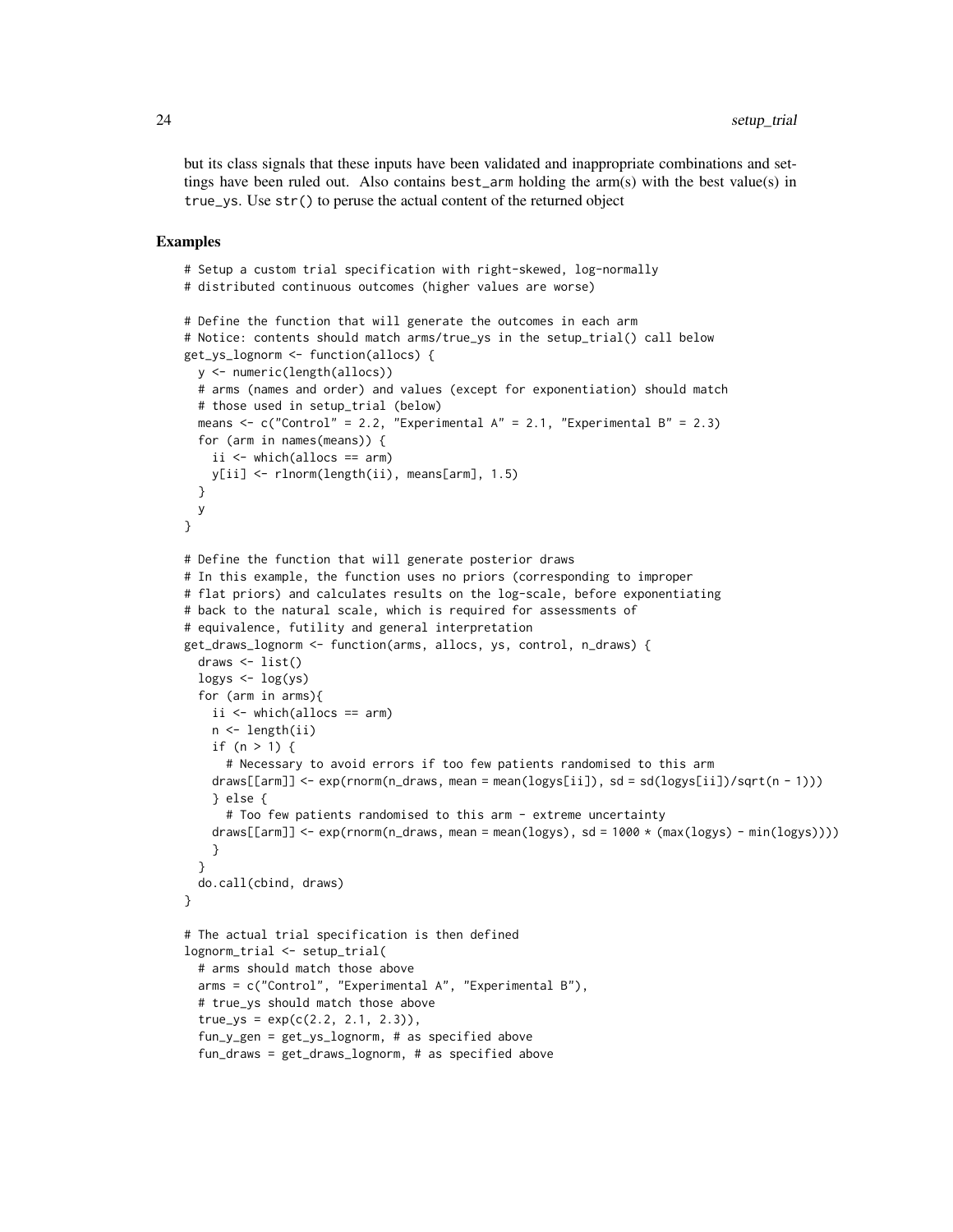but its class signals that these inputs have been validated and inappropriate combinations and settings have been ruled out. Also contains `best_arm` holding the arm(s) with the best value(s) in `true_ys`. Use `str()` to peruse the actual content of the returned object

### Examples

```
# Setup a custom trial specification with right-skewed, log-normally
# distributed continuous outcomes (higher values are worse)

# Define the function that will generate the outcomes in each arm
# Notice: contents should match arms/true_ys in the setup_trial() call below
get_ys_lognorm <- function(allocs) {
  y <- numeric(length(allocs))
  # arms (names and order) and values (except for exponentiation) should match
  # those used in setup_trial (below)
  means <- c("Control" = 2.2, "Experimental A" = 2.1, "Experimental B" = 2.3)
  for (arm in names(means)) {
    ii <- which(allocs == arm)
    y[ii] <- rlnorm(length(ii), means[arm], 1.5)
  }
  y
}

# Define the function that will generate posterior draws
# In this example, the function uses no priors (corresponding to improper
# flat priors) and calculates results on the log-scale, before exponentiating
# back to the natural scale, which is required for assessments of
# equivalence, futility and general interpretation
get_draws_lognorm <- function(arms, allocs, ys, control, n_draws) {
  draws <- list()
  logys <- log(ys)
  for (arm in arms){
    ii <- which(allocs == arm)
    n <- length(ii)
    if (n > 1) {
      # Necessary to avoid errors if too few patients randomised to this arm
    draws[[arm]] <- exp(rnorm(n_draws, mean = mean(logys[ii]), sd = sd(logys[ii])/sqrt(n - 1)))
    } else {
      # Too few patients randomised to this arm - extreme uncertainty
    draws[[arm]] <- exp(rnorm(n_draws, mean = mean(logys), sd = 1000 * (max(logys) - min(logys))))
    }
  }
  do.call(cbind, draws)
}

# The actual trial specification is then defined
lognorm_trial <- setup_trial(
  # arms should match those above
  arms = c("Control", "Experimental A", "Experimental B"),
  # true_ys should match those above
  true_ys = exp(c(2.2, 2.1, 2.3)),
  fun_y_gen = get_ys_lognorm, # as specified above
  fun_draws = get_draws_lognorm, # as specified above
```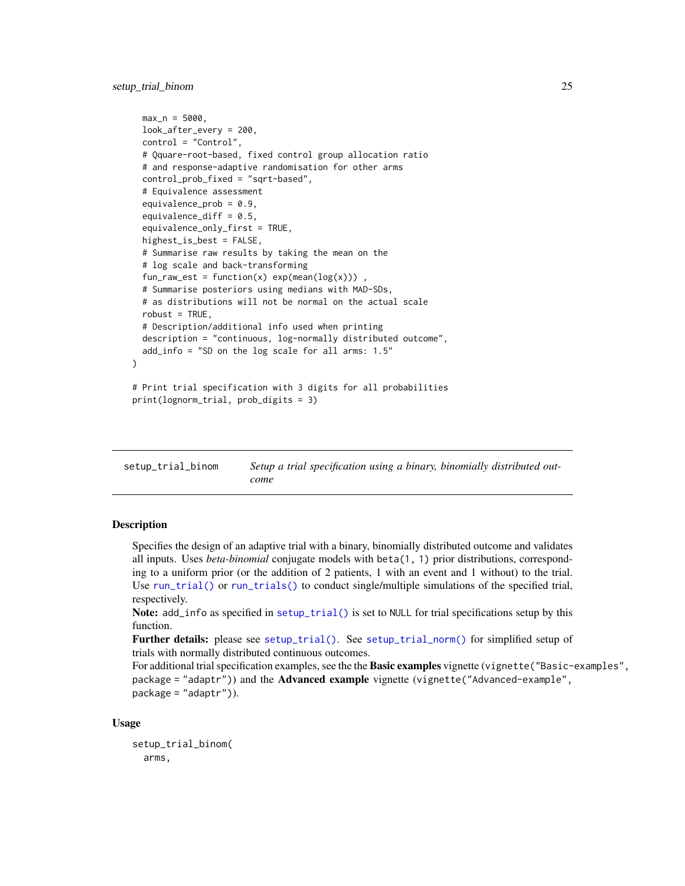```
  max_n = 5000,
  look_after_every = 200,
  control = "Control",
  # Qquare-root-based, fixed control group allocation ratio
  # and response-adaptive randomisation for other arms
  control_prob_fixed = "sqrt-based",
  # Equivalence assessment
  equivalence_prob = 0.9,
  equivalence_diff = 0.5,
  equivalence_only_first = TRUE,
  highest_is_best = FALSE,
  # Summarise raw results by taking the mean on the
  # log scale and back-transforming
  fun_raw_est = function(x) exp(mean(log(x))) ,
  # Summarise posteriors using medians with MAD-SDs,
  # as distributions will not be normal on the actual scale
  robust = TRUE,
  # Description/additional info used when printing
  description = "continuous, log-normally distributed outcome",
  add_info = "SD on the log scale for all arms: 1.5"
)

# Print trial specification with 3 digits for all probabilities
print(lognorm_trial, prob_digits = 3)
```

## setup_trial_binom — *Setup a trial specification using a binary, binomially distributed outcome*

### Description

Specifies the design of an adaptive trial with a binary, binomially distributed outcome and validates all inputs. Uses *beta-binomial* conjugate models with `beta(1, 1)` prior distributions, corresponding to a uniform prior (or the addition of 2 patients, 1 with an event and 1 without) to the trial. Use `run_trial()` or `run_trials()` to conduct single/multiple simulations of the specified trial, respectively.

**Note:** `add_info` as specified in `setup_trial()` is set to `NULL` for trial specifications setup by this function.

**Further details:** please see `setup_trial()`. See `setup_trial_norm()` for simplified setup of trials with normally distributed continuous outcomes.

For additional trial specification examples, see the the **Basic examples** vignette (`vignette("Basic-examples", package = "adaptr")`) and the **Advanced example** vignette (`vignette("Advanced-example", package = "adaptr")`).

### Usage

```
setup_trial_binom(
  arms,
```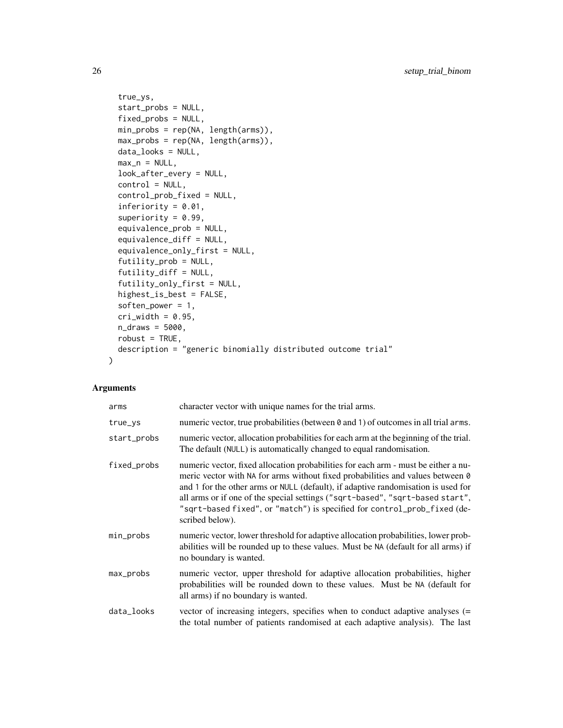```
  true_ys,
  start_probs = NULL,
  fixed_probs = NULL,
  min_probs = rep(NA, length(arms)),
  max_probs = rep(NA, length(arms)),
  data_looks = NULL,
  max_n = NULL,
  look_after_every = NULL,
  control = NULL,
  control_prob_fixed = NULL,
  inferiority = 0.01,
  superiority = 0.99,
  equivalence_prob = NULL,
  equivalence_diff = NULL,
  equivalence_only_first = NULL,
  futility_prob = NULL,
  futility_diff = NULL,
  futility_only_first = NULL,
  highest_is_best = FALSE,
  soften_power = 1,
  cri_width = 0.95,
  n_draws = 5000,
  robust = TRUE,
  description = "generic binomially distributed outcome trial"
)
```

## Arguments

| | |
|---|---|
| arms | character vector with unique names for the trial arms. |
| true_ys | numeric vector, true probabilities (between 0 and 1) of outcomes in all trial arms. |
| start_probs | numeric vector, allocation probabilities for each arm at the beginning of the trial. The default (NULL) is automatically changed to equal randomisation. |
| fixed_probs | numeric vector, fixed allocation probabilities for each arm - must be either a numeric vector with NA for arms without fixed probabilities and values between 0 and 1 for the other arms or NULL (default), if adaptive randomisation is used for all arms or if one of the special settings ("sqrt-based", "sqrt-based start", "sqrt-based fixed", or "match") is specified for control_prob_fixed (described below). |
| min_probs | numeric vector, lower threshold for adaptive allocation probabilities, lower probabilities will be rounded up to these values. Must be NA (default for all arms) if no boundary is wanted. |
| max_probs | numeric vector, upper threshold for adaptive allocation probabilities, higher probabilities will be rounded down to these values. Must be NA (default for all arms) if no boundary is wanted. |
| data_looks | vector of increasing integers, specifies when to conduct adaptive analyses (= the total number of patients randomised at each adaptive analysis). The last |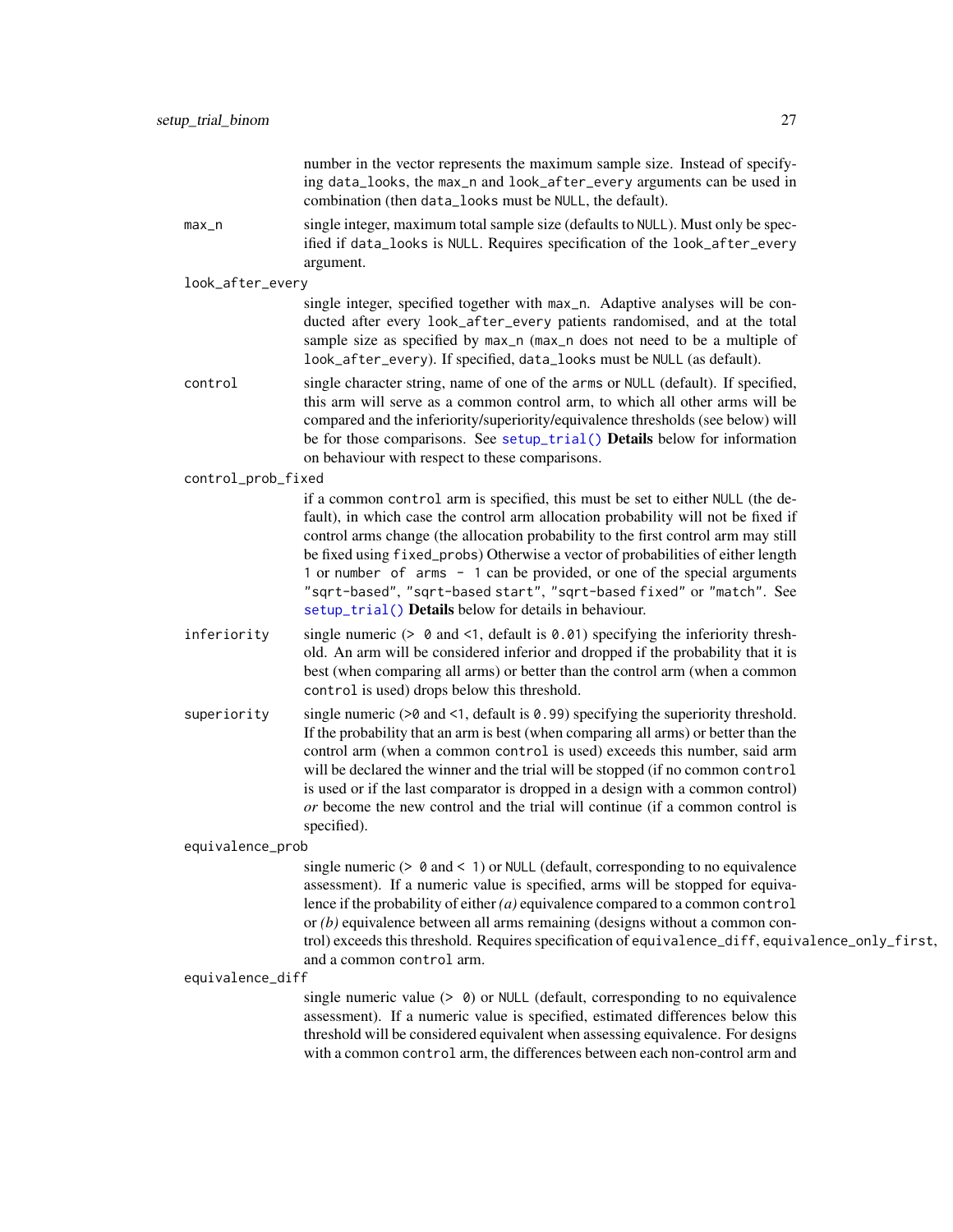number in the vector represents the maximum sample size. Instead of specifying `data_looks`, the `max_n` and `look_after_every` arguments can be used in combination (then `data_looks` must be `NULL`, the default).

`max_n`
: single integer, maximum total sample size (defaults to `NULL`). Must only be specified if `data_looks` is `NULL`. Requires specification of the `look_after_every` argument.

`look_after_every`
: single integer, specified together with `max_n`. Adaptive analyses will be conducted after every `look_after_every` patients randomised, and at the total sample size as specified by `max_n` (`max_n` does not need to be a multiple of `look_after_every`). If specified, `data_looks` must be `NULL` (as default).

`control`
: single character string, name of one of the `arms` or `NULL` (default). If specified, this arm will serve as a common control arm, to which all other arms will be compared and the inferiority/superiority/equivalence thresholds (see below) will be for those comparisons. See `setup_trial()` **Details** below for information on behaviour with respect to these comparisons.

`control_prob_fixed`
: if a common `control` arm is specified, this must be set to either `NULL` (the default), in which case the control arm allocation probability will not be fixed if control arms change (the allocation probability to the first control arm may still be fixed using `fixed_probs`) Otherwise a vector of probabilities of either length 1 or `number of arms - 1` can be provided, or one of the special arguments `"sqrt-based"`, `"sqrt-based start"`, `"sqrt-based fixed"` or `"match"`. See `setup_trial()` **Details** below for details in behaviour.

`inferiority`
: single numeric (`> 0` and `<1`, default is `0.01`) specifying the inferiority threshold. An arm will be considered inferior and dropped if the probability that it is best (when comparing all arms) or better than the control arm (when a common `control` is used) drops below this threshold.

`superiority`
: single numeric (`>0` and `<1`, default is `0.99`) specifying the superiority threshold. If the probability that an arm is best (when comparing all arms) or better than the control arm (when a common `control` is used) exceeds this number, said arm will be declared the winner and the trial will be stopped (if no common `control` is used or if the last comparator is dropped in a design with a common control) *or* become the new control and the trial will continue (if a common control is specified).

`equivalence_prob`
: single numeric (`> 0` and `< 1`) or `NULL` (default, corresponding to no equivalence assessment). If a numeric value is specified, arms will be stopped for equivalence if the probability of either *(a)* equivalence compared to a common `control` or *(b)* equivalence between all arms remaining (designs without a common control) exceeds this threshold. Requires specification of `equivalence_diff`, `equivalence_only_first`, and a common `control` arm.

`equivalence_diff`
: single numeric value (`> 0`) or `NULL` (default, corresponding to no equivalence assessment). If a numeric value is specified, estimated differences below this threshold will be considered equivalent when assessing equivalence. For designs with a common `control` arm, the differences between each non-control arm and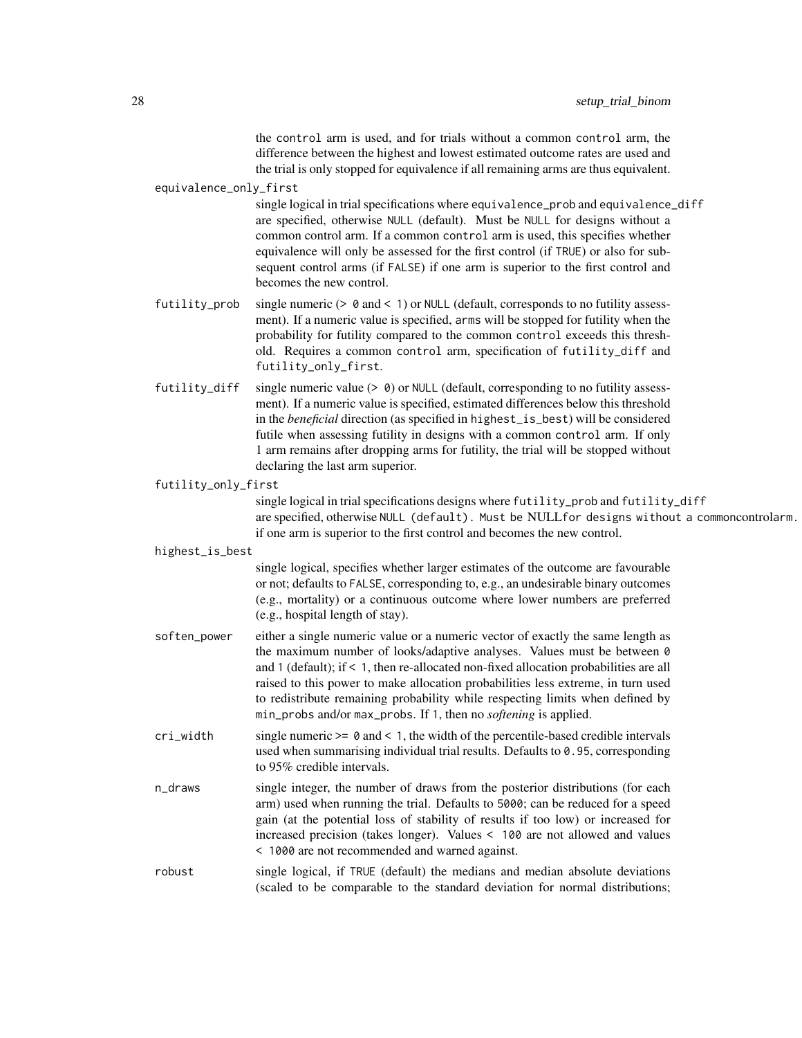the control arm is used, and for trials without a common control arm, the difference between the highest and lowest estimated outcome rates are used and the trial is only stopped for equivalence if all remaining arms are thus equivalent.

`equivalence_only_first`
: single logical in trial specifications where equivalence_prob and equivalence_diff are specified, otherwise NULL (default). Must be NULL for designs without a common control arm. If a common control arm is used, this specifies whether equivalence will only be assessed for the first control (if TRUE) or also for subsequent control arms (if FALSE) if one arm is superior to the first control and becomes the new control.

`futility_prob`
: single numeric (> 0 and < 1) or NULL (default, corresponds to no futility assessment). If a numeric value is specified, arms will be stopped for futility when the probability for futility compared to the common control exceeds this threshold. Requires a common control arm, specification of futility_diff and futility_only_first.

`futility_diff`
: single numeric value (> 0) or NULL (default, corresponding to no futility assessment). If a numeric value is specified, estimated differences below this threshold in the *beneficial* direction (as specified in highest_is_best) will be considered futile when assessing futility in designs with a common control arm. If only 1 arm remains after dropping arms for futility, the trial will be stopped without declaring the last arm superior.

`futility_only_first`
: single logical in trial specifications designs where futility_prob and futility_diff are specified, otherwise NULL (default). Must be NULLfor designs without a commoncontrolarm. if one arm is superior to the first control and becomes the new control.

`highest_is_best`
: single logical, specifies whether larger estimates of the outcome are favourable or not; defaults to FALSE, corresponding to, e.g., an undesirable binary outcomes (e.g., mortality) or a continuous outcome where lower numbers are preferred (e.g., hospital length of stay).

`soften_power`
: either a single numeric value or a numeric vector of exactly the same length as the maximum number of looks/adaptive analyses. Values must be between 0 and 1 (default); if < 1, then re-allocated non-fixed allocation probabilities are all raised to this power to make allocation probabilities less extreme, in turn used to redistribute remaining probability while respecting limits when defined by min_probs and/or max_probs. If 1, then no *softening* is applied.

`cri_width`
: single numeric >= 0 and < 1, the width of the percentile-based credible intervals used when summarising individual trial results. Defaults to 0.95, corresponding to 95% credible intervals.

`n_draws`
: single integer, the number of draws from the posterior distributions (for each arm) used when running the trial. Defaults to 5000; can be reduced for a speed gain (at the potential loss of stability of results if too low) or increased for increased precision (takes longer). Values < 100 are not allowed and values < 1000 are not recommended and warned against.

`robust`
: single logical, if TRUE (default) the medians and median absolute deviations (scaled to be comparable to the standard deviation for normal distributions;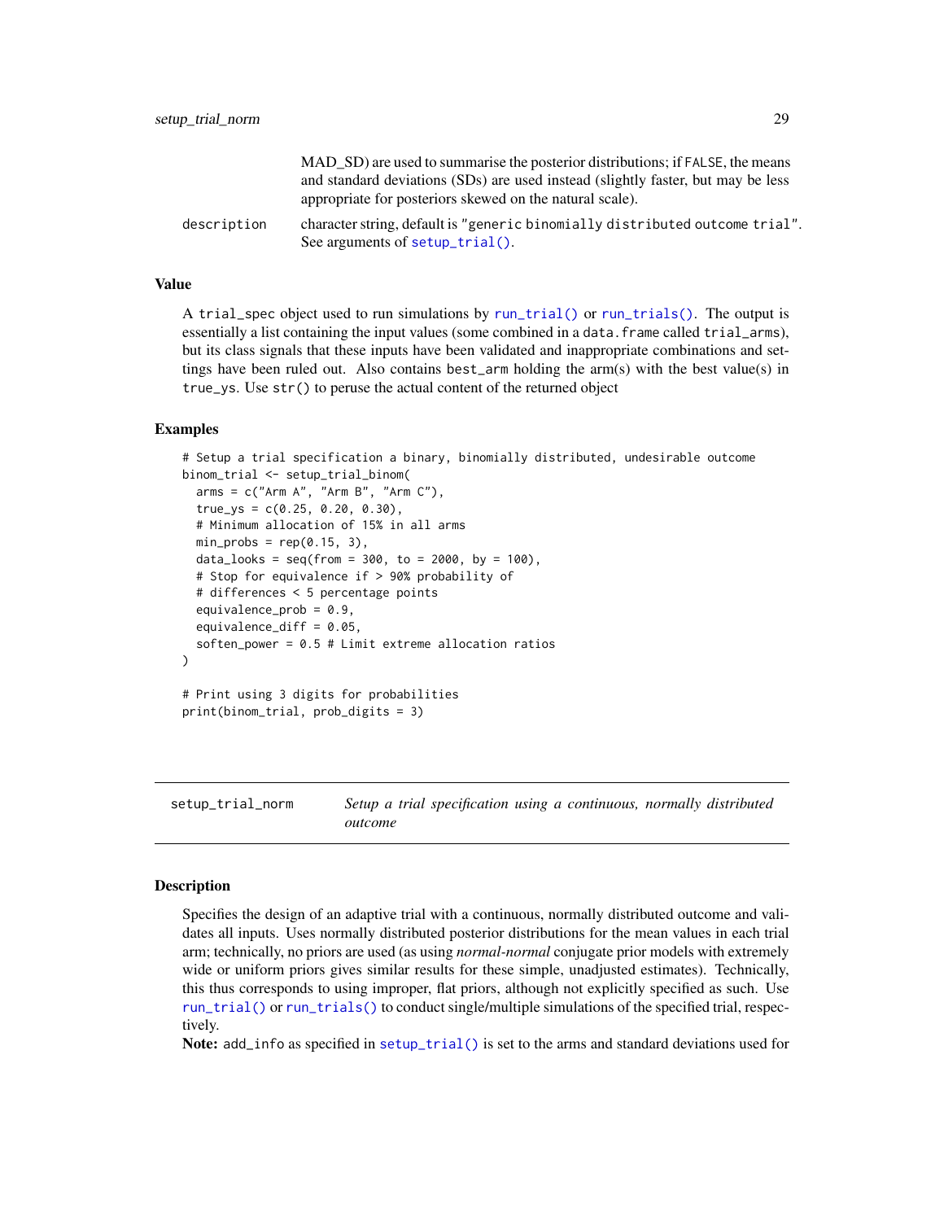MAD_SD) are used to summarise the posterior distributions; if FALSE, the means and standard deviations (SDs) are used instead (slightly faster, but may be less appropriate for posteriors skewed on the natural scale).

description
: character string, default is "generic binomially distributed outcome trial". See arguments of setup_trial().

### Value

A trial_spec object used to run simulations by run_trial() or run_trials(). The output is essentially a list containing the input values (some combined in a data.frame called trial_arms), but its class signals that these inputs have been validated and inappropriate combinations and settings have been ruled out. Also contains best_arm holding the arm(s) with the best value(s) in true_ys. Use str() to peruse the actual content of the returned object

### Examples

```
# Setup a trial specification a binary, binomially distributed, undesirable outcome
binom_trial <- setup_trial_binom(
  arms = c("Arm A", "Arm B", "Arm C"),
  true_ys = c(0.25, 0.20, 0.30),
  # Minimum allocation of 15% in all arms
  min_probs = rep(0.15, 3),
  data_looks = seq(from = 300, to = 2000, by = 100),
  # Stop for equivalence if > 90% probability of
  # differences < 5 percentage points
  equivalence_prob = 0.9,
  equivalence_diff = 0.05,
  soften_power = 0.5 # Limit extreme allocation ratios
)

# Print using 3 digits for probabilities
print(binom_trial, prob_digits = 3)
```

---

## setup_trial_norm — *Setup a trial specification using a continuous, normally distributed outcome*

### Description

Specifies the design of an adaptive trial with a continuous, normally distributed outcome and validates all inputs. Uses normally distributed posterior distributions for the mean values in each trial arm; technically, no priors are used (as using *normal-normal* conjugate prior models with extremely wide or uniform priors gives similar results for these simple, unadjusted estimates). Technically, this thus corresponds to using improper, flat priors, although not explicitly specified as such. Use run_trial() or run_trials() to conduct single/multiple simulations of the specified trial, respectively.

**Note:** add_info as specified in setup_trial() is set to the arms and standard deviations used for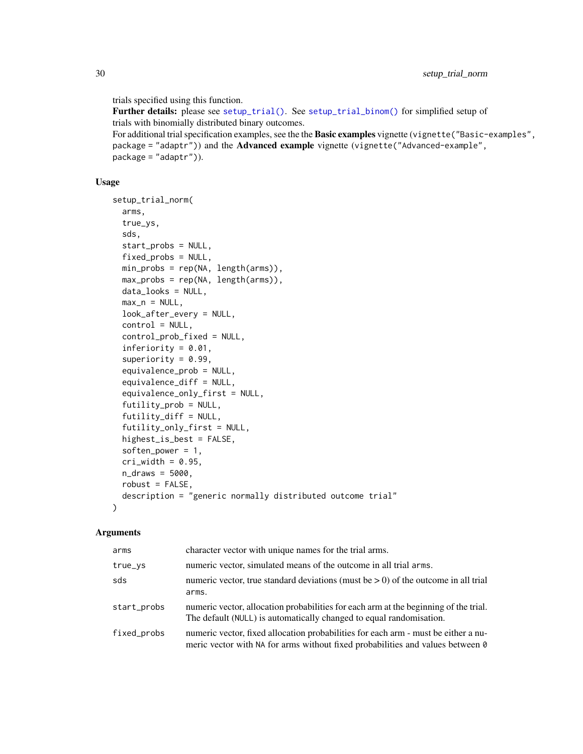trials specified using this function.

**Further details:** please see `setup_trial()`. See `setup_trial_binom()` for simplified setup of trials with binomially distributed binary outcomes.

For additional trial specification examples, see the the **Basic examples** vignette (`vignette("Basic-examples", package = "adaptr")`) and the **Advanced example** vignette (`vignette("Advanced-example", package = "adaptr")`).

## Usage

```
setup_trial_norm(
  arms,
  true_ys,
  sds,
  start_probs = NULL,
  fixed_probs = NULL,
  min_probs = rep(NA, length(arms)),
  max_probs = rep(NA, length(arms)),
  data_looks = NULL,
  max_n = NULL,
  look_after_every = NULL,
  control = NULL,
  control_prob_fixed = NULL,
  inferiority = 0.01,
  superiority = 0.99,
  equivalence_prob = NULL,
  equivalence_diff = NULL,
  equivalence_only_first = NULL,
  futility_prob = NULL,
  futility_diff = NULL,
  futility_only_first = NULL,
  highest_is_best = FALSE,
  soften_power = 1,
  cri_width = 0.95,
  n_draws = 5000,
  robust = FALSE,
  description = "generic normally distributed outcome trial"
)
```

## Arguments

| | |
|---|---|
| `arms` | character vector with unique names for the trial arms. |
| `true_ys` | numeric vector, simulated means of the outcome in all trial `arms`. |
| `sds` | numeric vector, true standard deviations (must be $> 0$) of the outcome in all trial `arms`. |
| `start_probs` | numeric vector, allocation probabilities for each arm at the beginning of the trial. The default (`NULL`) is automatically changed to equal randomisation. |
| `fixed_probs` | numeric vector, fixed allocation probabilities for each arm - must be either a numeric vector with `NA` for arms without fixed probabilities and values between `0` |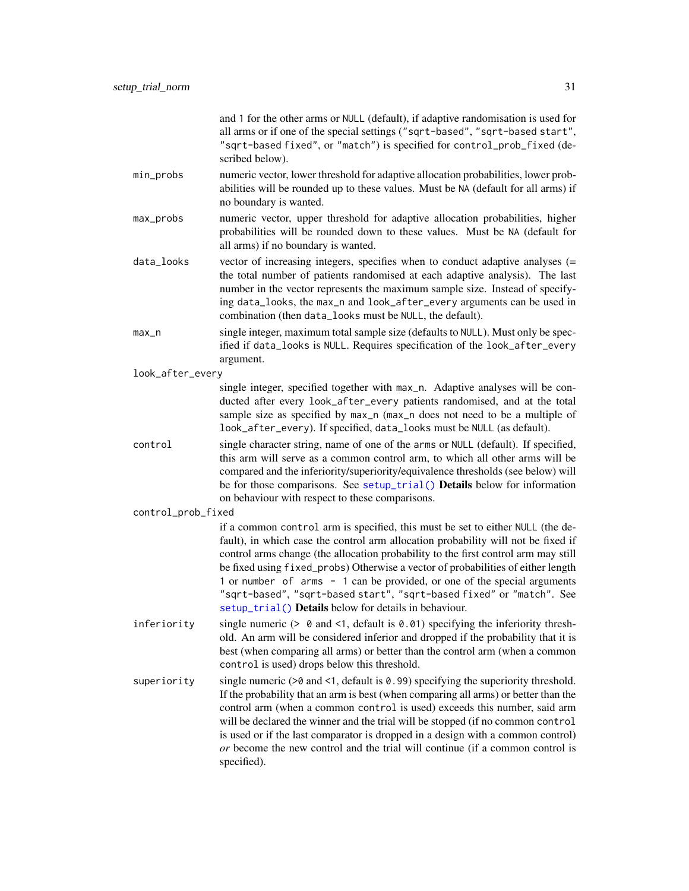and 1 for the other arms or `NULL` (default), if adaptive randomisation is used for all arms or if one of the special settings (`"sqrt-based"`, `"sqrt-based start"`, `"sqrt-based fixed"`, or `"match"`) is specified for `control_prob_fixed` (described below).

`min_probs`
: numeric vector, lower threshold for adaptive allocation probabilities, lower probabilities will be rounded up to these values. Must be `NA` (default for all arms) if no boundary is wanted.

`max_probs`
: numeric vector, upper threshold for adaptive allocation probabilities, higher probabilities will be rounded down to these values. Must be `NA` (default for all arms) if no boundary is wanted.

`data_looks`
: vector of increasing integers, specifies when to conduct adaptive analyses (= the total number of patients randomised at each adaptive analysis). The last number in the vector represents the maximum sample size. Instead of specifying `data_looks`, the `max_n` and `look_after_every` arguments can be used in combination (then `data_looks` must be `NULL`, the default).

`max_n`
: single integer, maximum total sample size (defaults to `NULL`). Must only be specified if `data_looks` is `NULL`. Requires specification of the `look_after_every` argument.

`look_after_every`
: single integer, specified together with `max_n`. Adaptive analyses will be conducted after every `look_after_every` patients randomised, and at the total sample size as specified by `max_n` (`max_n` does not need to be a multiple of `look_after_every`). If specified, `data_looks` must be `NULL` (as default).

`control`
: single character string, name of one of the `arms` or `NULL` (default). If specified, this arm will serve as a common control arm, to which all other arms will be compared and the inferiority/superiority/equivalence thresholds (see below) will be for those comparisons. See `setup_trial()` **Details** below for information on behaviour with respect to these comparisons.

`control_prob_fixed`
: if a common `control` arm is specified, this must be set to either `NULL` (the default), in which case the control arm allocation probability will not be fixed if control arms change (the allocation probability to the first control arm may still be fixed using `fixed_probs`) Otherwise a vector of probabilities of either length 1 or `number of arms - 1` can be provided, or one of the special arguments `"sqrt-based"`, `"sqrt-based start"`, `"sqrt-based fixed"` or `"match"`. See `setup_trial()` **Details** below for details in behaviour.

`inferiority`
: single numeric (> `0` and <1, default is `0.01`) specifying the inferiority threshold. An arm will be considered inferior and dropped if the probability that it is best (when comparing all arms) or better than the control arm (when a common `control` is used) drops below this threshold.

`superiority`
: single numeric (>`0` and <1, default is `0.99`) specifying the superiority threshold. If the probability that an arm is best (when comparing all arms) or better than the control arm (when a common `control` is used) exceeds this number, said arm will be declared the winner and the trial will be stopped (if no common `control` is used or if the last comparator is dropped in a design with a common control) *or* become the new control and the trial will continue (if a common control is specified).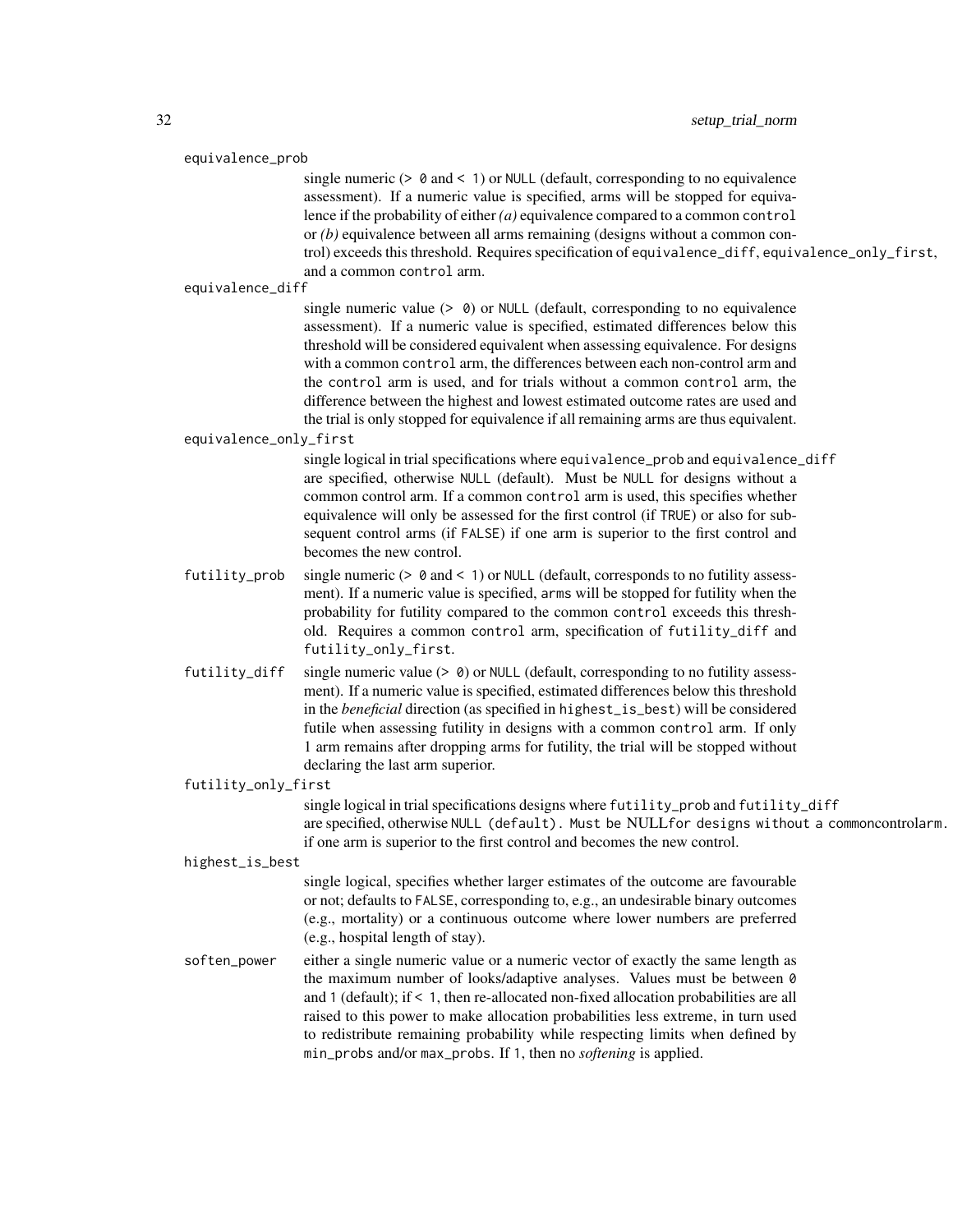**equivalence_prob**
: single numeric (`> 0` and `< 1`) or `NULL` (default, corresponding to no equivalence assessment). If a numeric value is specified, arms will be stopped for equivalence if the probability of either *(a)* equivalence compared to a common `control` or *(b)* equivalence between all arms remaining (designs without a common control) exceeds this threshold. Requires specification of `equivalence_diff`, `equivalence_only_first`, and a common `control` arm.

**equivalence_diff**
: single numeric value (`> 0`) or `NULL` (default, corresponding to no equivalence assessment). If a numeric value is specified, estimated differences below this threshold will be considered equivalent when assessing equivalence. For designs with a common `control` arm, the differences between each non-control arm and the `control` arm is used, and for trials without a common `control` arm, the difference between the highest and lowest estimated outcome rates are used and the trial is only stopped for equivalence if all remaining arms are thus equivalent.

**equivalence_only_first**
: single logical in trial specifications where `equivalence_prob` and `equivalence_diff` are specified, otherwise `NULL` (default). Must be `NULL` for designs without a common control arm. If a common `control` arm is used, this specifies whether equivalence will only be assessed for the first control (if `TRUE`) or also for subsequent control arms (if `FALSE`) if one arm is superior to the first control and becomes the new control.

**futility_prob**
: single numeric (`> 0` and `< 1`) or `NULL` (default, corresponds to no futility assessment). If a numeric value is specified, `arms` will be stopped for futility when the probability for futility compared to the common `control` exceeds this threshold. Requires a common `control` arm, specification of `futility_diff` and `futility_only_first`.

**futility_diff**
: single numeric value (`> 0`) or `NULL` (default, corresponding to no futility assessment). If a numeric value is specified, estimated differences below this threshold in the *beneficial* direction (as specified in `highest_is_best`) will be considered futile when assessing futility in designs with a common `control` arm. If only 1 arm remains after dropping arms for futility, the trial will be stopped without declaring the last arm superior.

**futility_only_first**
: single logical in trial specifications designs where `futility_prob` and `futility_diff` are specified, otherwise `NULL (default). Must be NULLfor designs without a commoncontrolarm.` if one arm is superior to the first control and becomes the new control.

**highest_is_best**
: single logical, specifies whether larger estimates of the outcome are favourable or not; defaults to `FALSE`, corresponding to, e.g., an undesirable binary outcomes (e.g., mortality) or a continuous outcome where lower numbers are preferred (e.g., hospital length of stay).

**soften_power**
: either a single numeric value or a numeric vector of exactly the same length as the maximum number of looks/adaptive analyses. Values must be between `0` and `1` (default); if `< 1`, then re-allocated non-fixed allocation probabilities are all raised to this power to make allocation probabilities less extreme, in turn used to redistribute remaining probability while respecting limits when defined by `min_probs` and/or `max_probs`. If `1`, then no *softening* is applied.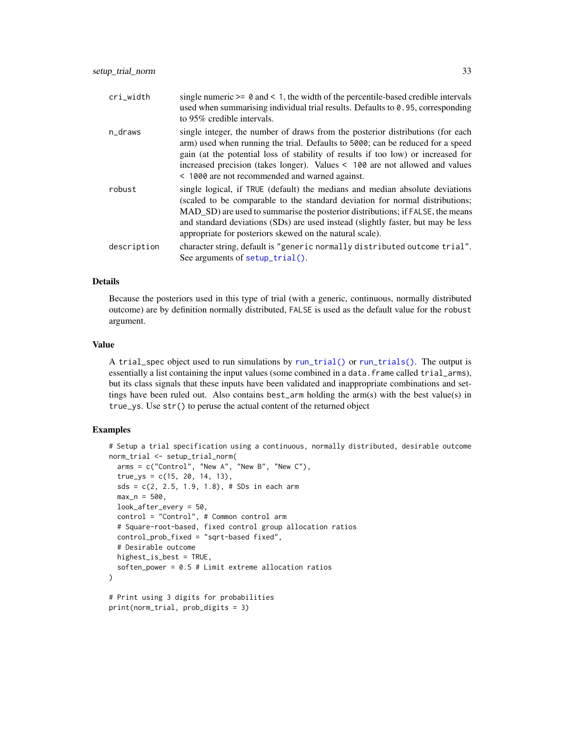| | |
|---|---|
| cri_width | single numeric >= 0 and < 1, the width of the percentile-based credible intervals used when summarising individual trial results. Defaults to 0.95, corresponding to 95% credible intervals. |
| n_draws | single integer, the number of draws from the posterior distributions (for each arm) used when running the trial. Defaults to 5000; can be reduced for a speed gain (at the potential loss of stability of results if too low) or increased for increased precision (takes longer). Values < 100 are not allowed and values < 1000 are not recommended and warned against. |
| robust | single logical, if TRUE (default) the medians and median absolute deviations (scaled to be comparable to the standard deviation for normal distributions; MAD_SD) are used to summarise the posterior distributions; if FALSE, the means and standard deviations (SDs) are used instead (slightly faster, but may be less appropriate for posteriors skewed on the natural scale). |
| description | character string, default is "generic normally distributed outcome trial". See arguments of setup_trial(). |

### Details

Because the posteriors used in this type of trial (with a generic, continuous, normally distributed outcome) are by definition normally distributed, FALSE is used as the default value for the robust argument.

### Value

A trial_spec object used to run simulations by run_trial() or run_trials(). The output is essentially a list containing the input values (some combined in a data.frame called trial_arms), but its class signals that these inputs have been validated and inappropriate combinations and settings have been ruled out. Also contains best_arm holding the arm(s) with the best value(s) in true_ys. Use str() to peruse the actual content of the returned object

### Examples

```
# Setup a trial specification using a continuous, normally distributed, desirable outcome
norm_trial <- setup_trial_norm(
  arms = c("Control", "New A", "New B", "New C"),
  true_ys = c(15, 20, 14, 13),
  sds = c(2, 2.5, 1.9, 1.8), # SDs in each arm
  max_n = 500,
  look_after_every = 50,
  control = "Control", # Common control arm
  # Square-root-based, fixed control group allocation ratios
  control_prob_fixed = "sqrt-based fixed",
  # Desirable outcome
  highest_is_best = TRUE,
  soften_power = 0.5 # Limit extreme allocation ratios
)

# Print using 3 digits for probabilities
print(norm_trial, prob_digits = 3)
```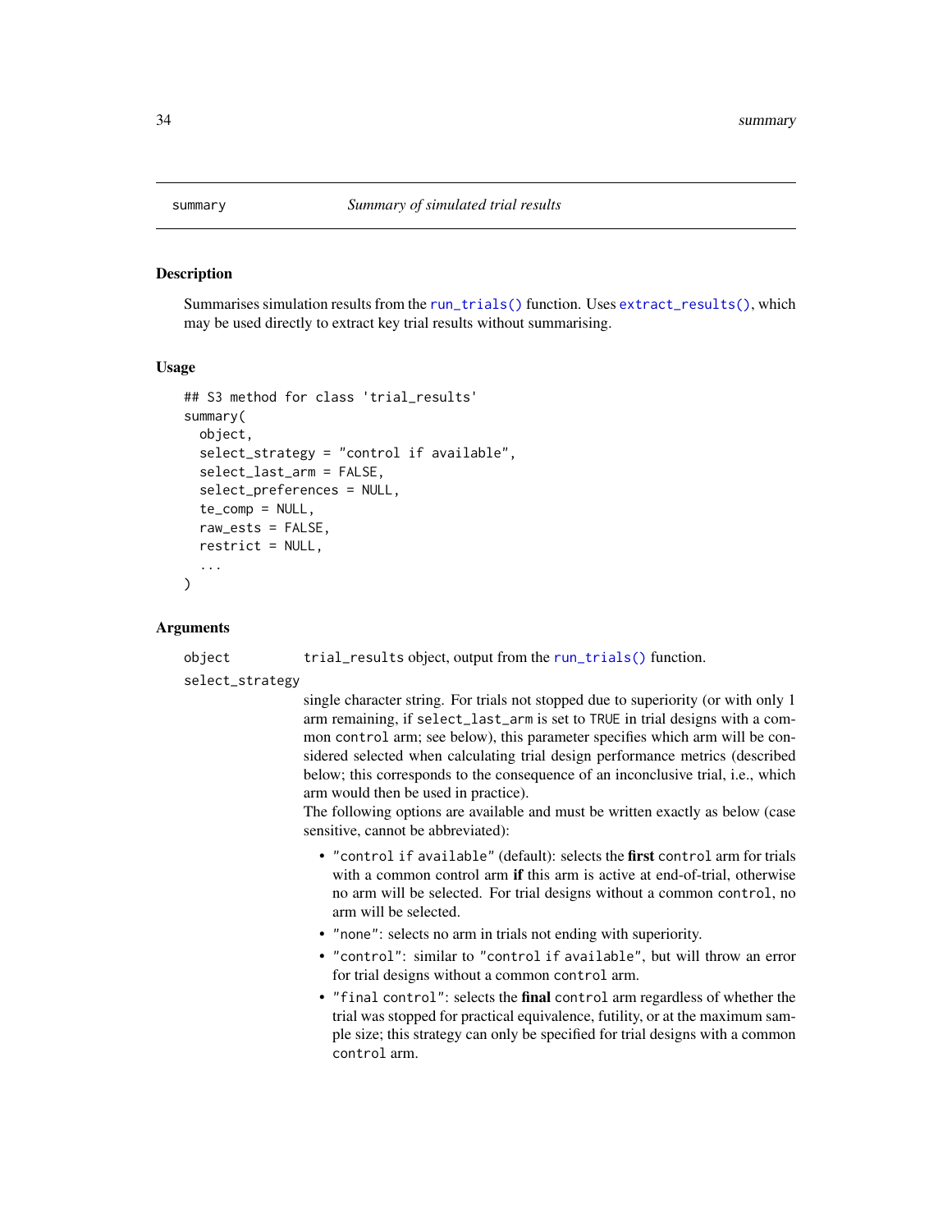## summary — *Summary of simulated trial results*

### Description

Summarises simulation results from the `run_trials()` function. Uses `extract_results()`, which may be used directly to extract key trial results without summarising.

### Usage

```
## S3 method for class 'trial_results'
summary(
  object,
  select_strategy = "control if available",
  select_last_arm = FALSE,
  select_preferences = NULL,
  te_comp = NULL,
  raw_ests = FALSE,
  restrict = NULL,
  ...
)
```

### Arguments

`object` — `trial_results` object, output from the `run_trials()` function.

`select_strategy` — single character string. For trials not stopped due to superiority (or with only 1 arm remaining, if `select_last_arm` is set to `TRUE` in trial designs with a common `control` arm; see below), this parameter specifies which arm will be considered selected when calculating trial design performance metrics (described below; this corresponds to the consequence of an inconclusive trial, i.e., which arm would then be used in practice).

The following options are available and must be written exactly as below (case sensitive, cannot be abbreviated):

- `"control if available"` (default): selects the **first** `control` arm for trials with a common control arm **if** this arm is active at end-of-trial, otherwise no arm will be selected. For trial designs without a common `control`, no arm will be selected.
- `"none"`: selects no arm in trials not ending with superiority.
- `"control"`: similar to `"control if available"`, but will throw an error for trial designs without a common `control` arm.
- `"final control"`: selects the **final** `control` arm regardless of whether the trial was stopped for practical equivalence, futility, or at the maximum sample size; this strategy can only be specified for trial designs with a common `control` arm.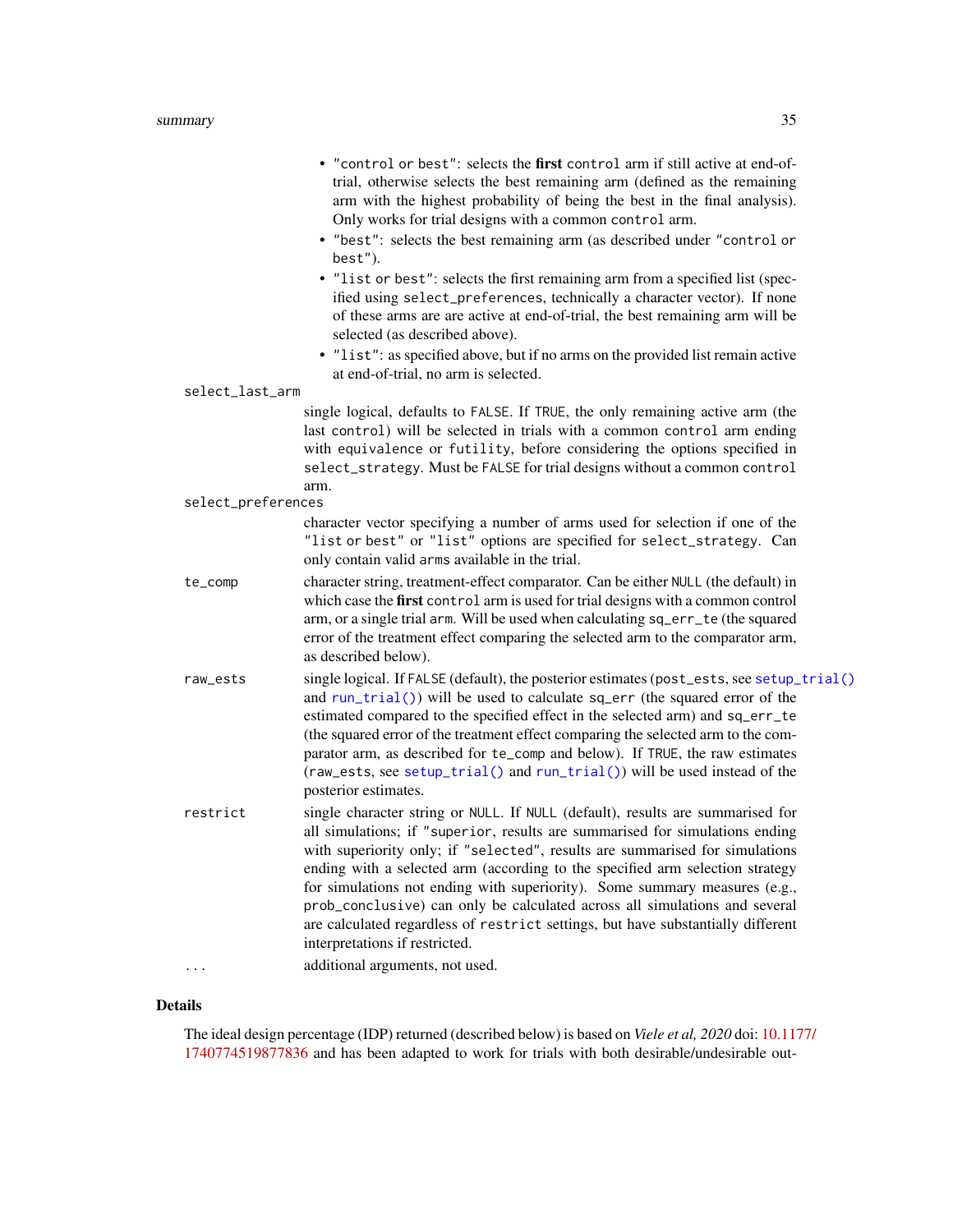- "control or best": selects the **first** control arm if still active at end-of-trial, otherwise selects the best remaining arm (defined as the remaining arm with the highest probability of being the best in the final analysis). Only works for trial designs with a common control arm.
- "best": selects the best remaining arm (as described under "control or best").
- "list or best": selects the first remaining arm from a specified list (specified using select_preferences, technically a character vector). If none of these arms are are active at end-of-trial, the best remaining arm will be selected (as described above).
- "list": as specified above, but if no arms on the provided list remain active at end-of-trial, no arm is selected.

**select_last_arm**
: single logical, defaults to FALSE. If TRUE, the only remaining active arm (the last control) will be selected in trials with a common control arm ending with equivalence or futility, before considering the options specified in select_strategy. Must be FALSE for trial designs without a common control arm.

**select_preferences**
: character vector specifying a number of arms used for selection if one of the "list or best" or "list" options are specified for select_strategy. Can only contain valid arms available in the trial.

**te_comp**
: character string, treatment-effect comparator. Can be either NULL (the default) in which case the **first** control arm is used for trial designs with a common control arm, or a single trial arm. Will be used when calculating sq_err_te (the squared error of the treatment effect comparing the selected arm to the comparator arm, as described below).

**raw_ests**
: single logical. If FALSE (default), the posterior estimates (post_ests, see setup_trial() and run_trial()) will be used to calculate sq_err (the squared error of the estimated compared to the specified effect in the selected arm) and sq_err_te (the squared error of the treatment effect comparing the selected arm to the comparator arm, as described for te_comp and below). If TRUE, the raw estimates (raw_ests, see setup_trial() and run_trial()) will be used instead of the posterior estimates.

**restrict**
: single character string or NULL. If NULL (default), results are summarised for all simulations; if "superior, results are summarised for simulations ending with superiority only; if "selected", results are summarised for simulations ending with a selected arm (according to the specified arm selection strategy for simulations not ending with superiority). Some summary measures (e.g., prob_conclusive) can only be calculated across all simulations and several are calculated regardless of restrict settings, but have substantially different interpretations if restricted.

**...**
: additional arguments, not used.

## Details

The ideal design percentage (IDP) returned (described below) is based on *Viele et al, 2020* doi: 10.1177/1740774519877836 and has been adapted to work for trials with both desirable/undesirable out-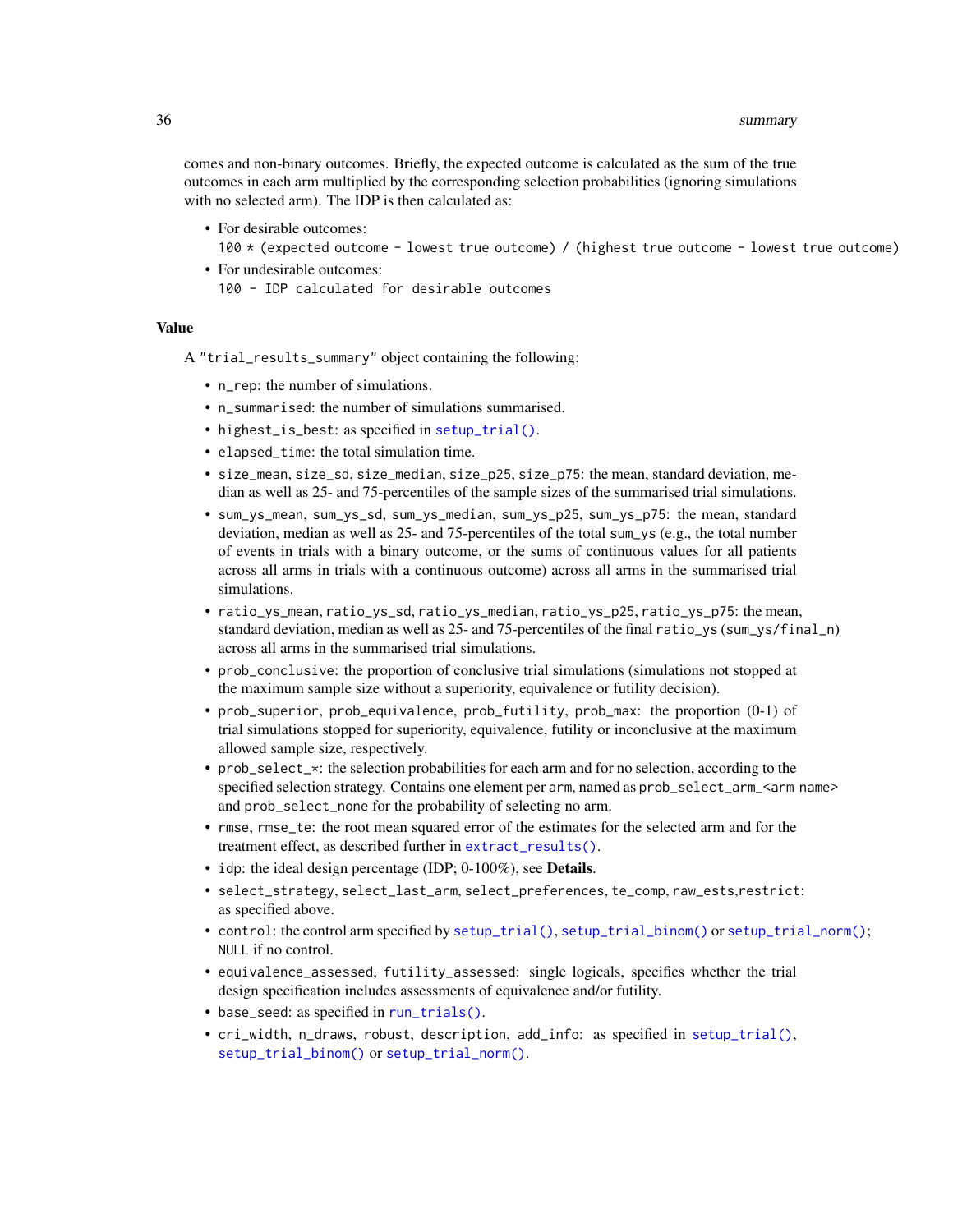comes and non-binary outcomes. Briefly, the expected outcome is calculated as the sum of the true outcomes in each arm multiplied by the corresponding selection probabilities (ignoring simulations with no selected arm). The IDP is then calculated as:

- For desirable outcomes:
  `100 * (expected outcome - lowest true outcome) / (highest true outcome - lowest true outcome)`
- For undesirable outcomes:
  `100 - IDP calculated for desirable outcomes`

## Value

A `"trial_results_summary"` object containing the following:

- `n_rep`: the number of simulations.
- `n_summarised`: the number of simulations summarised.
- `highest_is_best`: as specified in `setup_trial()`.
- `elapsed_time`: the total simulation time.
- `size_mean`, `size_sd`, `size_median`, `size_p25`, `size_p75`: the mean, standard deviation, median as well as 25- and 75-percentiles of the sample sizes of the summarised trial simulations.
- `sum_ys_mean`, `sum_ys_sd`, `sum_ys_median`, `sum_ys_p25`, `sum_ys_p75`: the mean, standard deviation, median as well as 25- and 75-percentiles of the total `sum_ys` (e.g., the total number of events in trials with a binary outcome, or the sums of continuous values for all patients across all arms in trials with a continuous outcome) across all arms in the summarised trial simulations.
- `ratio_ys_mean`, `ratio_ys_sd`, `ratio_ys_median`, `ratio_ys_p25`, `ratio_ys_p75`: the mean, standard deviation, median as well as 25- and 75-percentiles of the final `ratio_ys` (`sum_ys/final_n`) across all arms in the summarised trial simulations.
- `prob_conclusive`: the proportion of conclusive trial simulations (simulations not stopped at the maximum sample size without a superiority, equivalence or futility decision).
- `prob_superior`, `prob_equivalence`, `prob_futility`, `prob_max`: the proportion (0-1) of trial simulations stopped for superiority, equivalence, futility or inconclusive at the maximum allowed sample size, respectively.
- `prob_select_*`: the selection probabilities for each arm and for no selection, according to the specified selection strategy. Contains one element per `arm`, named as `prob_select_arm_<arm name>` and `prob_select_none` for the probability of selecting no arm.
- `rmse`, `rmse_te`: the root mean squared error of the estimates for the selected arm and for the treatment effect, as described further in `extract_results()`.
- `idp`: the ideal design percentage (IDP; 0-100%), see **Details**.
- `select_strategy`, `select_last_arm`, `select_preferences`, `te_comp`, `raw_ests`,`restrict`: as specified above.
- `control`: the control arm specified by `setup_trial()`, `setup_trial_binom()` or `setup_trial_norm()`; `NULL` if no control.
- `equivalence_assessed`, `futility_assessed`: single logicals, specifies whether the trial design specification includes assessments of equivalence and/or futility.
- `base_seed`: as specified in `run_trials()`.
- `cri_width`, `n_draws`, `robust`, `description`, `add_info`: as specified in `setup_trial()`, `setup_trial_binom()` or `setup_trial_norm()`.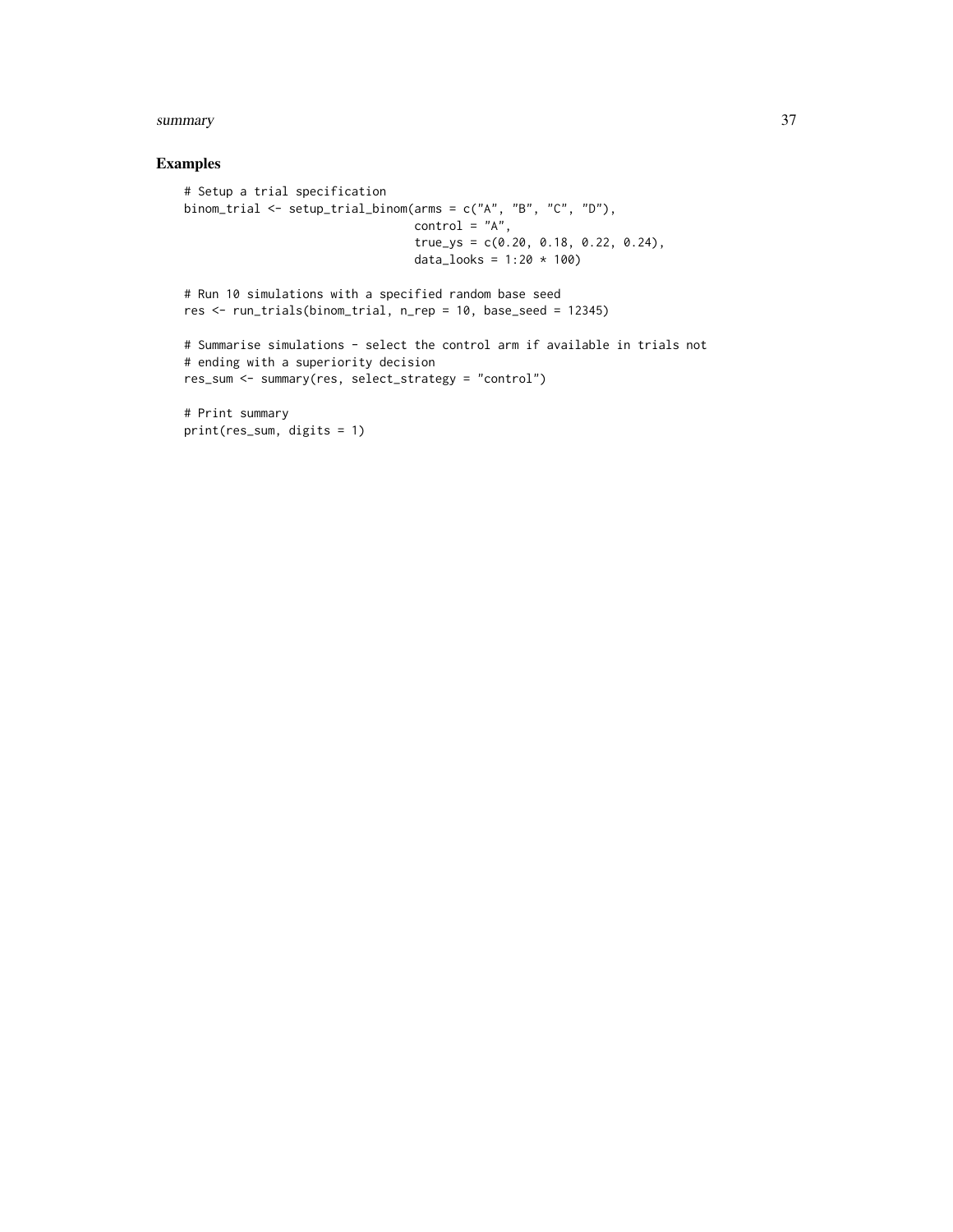## Examples

```
# Setup a trial specification
binom_trial <- setup_trial_binom(arms = c("A", "B", "C", "D"),
                                 control = "A",
                                 true_ys = c(0.20, 0.18, 0.22, 0.24),
                                 data_looks = 1:20 * 100)

# Run 10 simulations with a specified random base seed
res <- run_trials(binom_trial, n_rep = 10, base_seed = 12345)

# Summarise simulations - select the control arm if available in trials not
# ending with a superiority decision
res_sum <- summary(res, select_strategy = "control")

# Print summary
print(res_sum, digits = 1)
```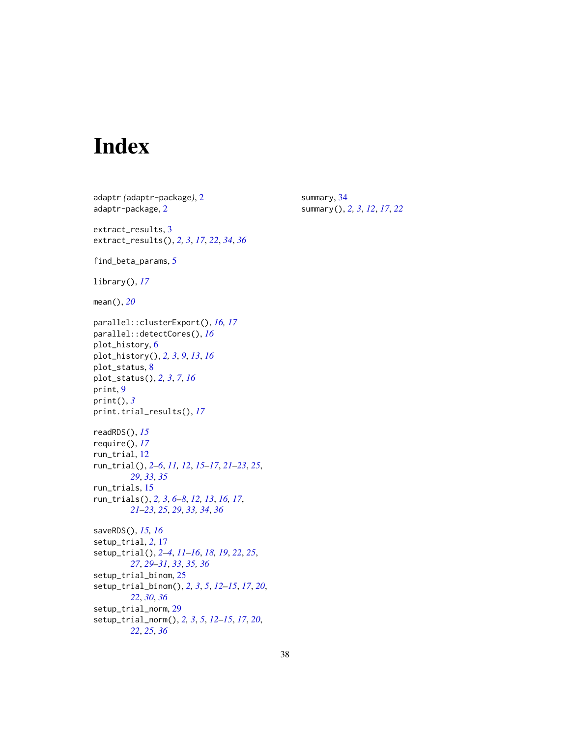# Index

adaptr (adaptr-package), 2
adaptr-package, 2

extract_results, 3
extract_results(), *2, 3*, *17*, *22*, *34*, *36*

find_beta_params, 5

library(), *17*

mean(), *20*

parallel::clusterExport(), *16, 17*
parallel::detectCores(), *16*
plot_history, 6
plot_history(), *2, 3*, *9*, *13*, *16*
plot_status, 8
plot_status(), *2, 3*, *7*, *16*
print, 9
print(), *3*
print.trial_results(), *17*

readRDS(), *15*
require(), *17*
run_trial, 12
run_trial(), *2–6*, *11, 12*, *15–17*, *21–23*, *25*, *29*, *33*, *35*
run_trials, 15
run_trials(), *2, 3*, *6–8*, *12, 13*, *16, 17*, *21–23*, *25*, *29*, *33, 34*, *36*

saveRDS(), *15, 16*
setup_trial, *2*, 17
setup_trial(), *2–4*, *11–16*, *18, 19*, *22*, *25*, *27*, *29–31*, *33*, *35, 36*
setup_trial_binom, 25
setup_trial_binom(), *2, 3*, *5*, *12–15*, *17*, *20*, *22*, *30*, *36*
setup_trial_norm, 29
setup_trial_norm(), *2, 3*, *5*, *12–15*, *17*, *20*, *22*, *25*, *36*

summary, 34
summary(), *2, 3*, *12*, *17*, *22*